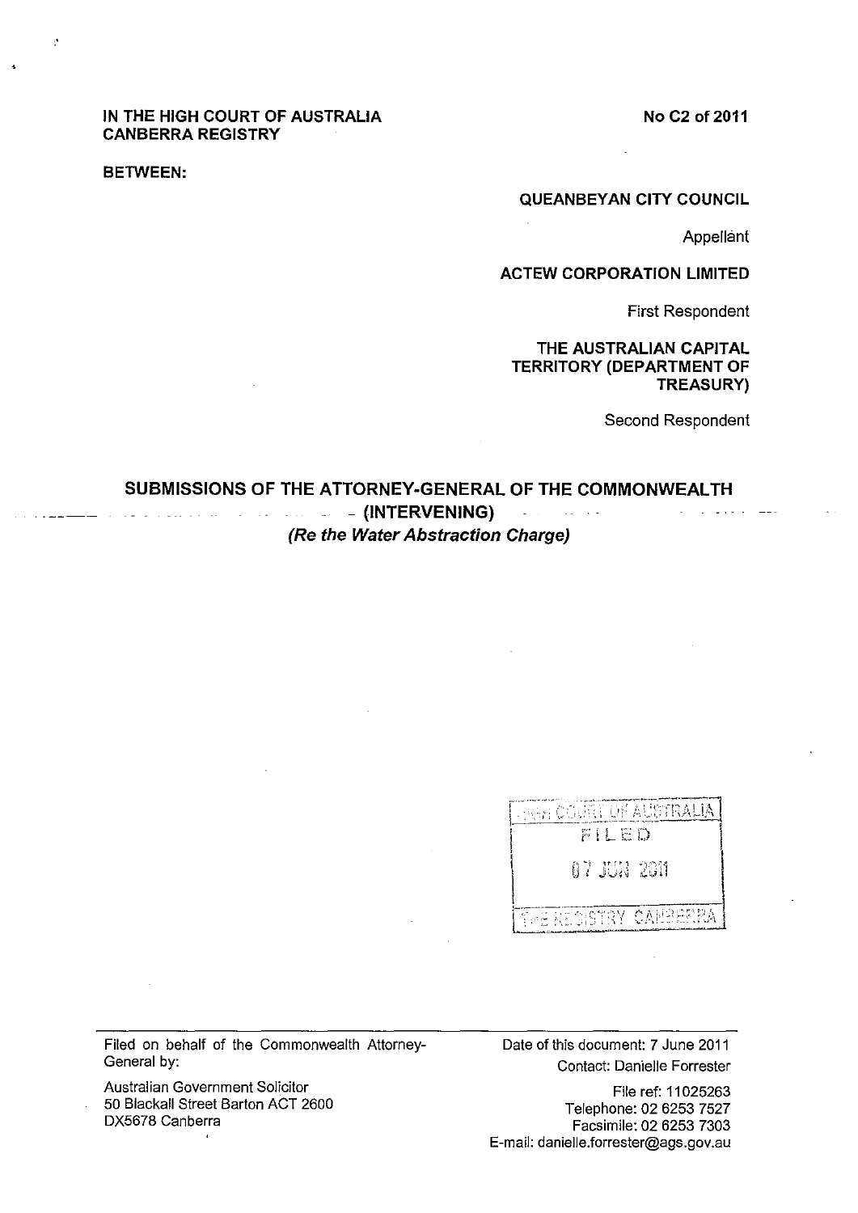IN THE HIGH COURT OF AUSTRALIA
CANBERRA REGISTRY

No C2 of 2011

BETWEEN:

QUEANBEYAN CITY COUNCIL

Appellant

ACTEW CORPORATION LIMITED

First Respondent

THE AUSTRALIAN CAPITAL TERRITORY (DEPARTMENT OF TREASURY)

Second Respondent

# SUBMISSIONS OF THE ATTORNEY-GENERAL OF THE COMMONWEALTH (INTERVENING)

***(Re the Water Abstraction Charge)***

HIGH COURT OF AUSTRALIA
FILED
07 JUN 2011
THE REGISTRY CANBERRA

---

Filed on behalf of the Commonwealth Attorney-General by:

Australian Government Solicitor
50 Blackall Street Barton ACT 2600
DX5678 Canberra

Date of this document: 7 June 2011
Contact: Danielle Forrester

File ref: 11025263
Telephone: 02 6253 7527
Facsimile: 02 6253 7303
E-mail: danielle.forrester@ags.gov.au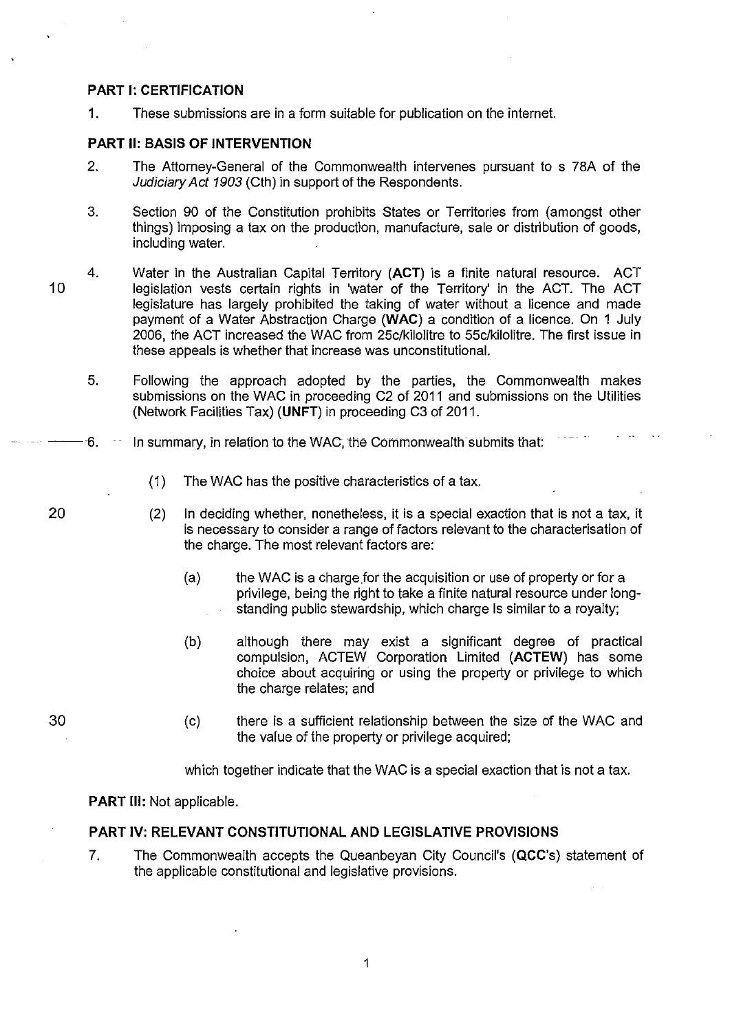## PART I: CERTIFICATION

1. These submissions are in a form suitable for publication on the internet.

## PART II: BASIS OF INTERVENTION

2. The Attorney-General of the Commonwealth intervenes pursuant to s 78A of the *Judiciary Act 1903* (Cth) in support of the Respondents.

3. Section 90 of the Constitution prohibits States or Territories from (amongst other things) imposing a tax on the production, manufacture, sale or distribution of goods, including water.

4. Water in the Australian Capital Territory (**ACT**) is a finite natural resource. ACT legislation vests certain rights in 'water of the Territory' in the ACT. The ACT legislature has largely prohibited the taking of water without a licence and made payment of a Water Abstraction Charge (**WAC**) a condition of a licence. On 1 July 2006, the ACT increased the WAC from 25c/kilolitre to 55c/kilolitre. The first issue in these appeals is whether that increase was unconstitutional.

5. Following the approach adopted by the parties, the Commonwealth makes submissions on the WAC in proceeding C2 of 2011 and submissions on the Utilities (Network Facilities Tax) (**UNFT**) in proceeding C3 of 2011.

6. In summary, in relation to the WAC, the Commonwealth submits that:

   (1) The WAC has the positive characteristics of a tax.

   (2) In deciding whether, nonetheless, it is a special exaction that is not a tax, it is necessary to consider a range of factors relevant to the characterisation of the charge. The most relevant factors are:

      (a) the WAC is a charge for the acquisition or use of property or for a privilege, being the right to take a finite natural resource under long-standing public stewardship, which charge is similar to a royalty;

      (b) although there may exist a significant degree of practical compulsion, ACTEW Corporation Limited (**ACTEW**) has some choice about acquiring or using the property or privilege to which the charge relates; and

      (c) there is a sufficient relationship between the size of the WAC and the value of the property or privilege acquired;

   which together indicate that the WAC is a special exaction that is not a tax.

**PART III:** Not applicable.

## PART IV: RELEVANT CONSTITUTIONAL AND LEGISLATIVE PROVISIONS

7. The Commonwealth accepts the Queanbeyan City Council's (**QCC's**) statement of the applicable constitutional and legislative provisions.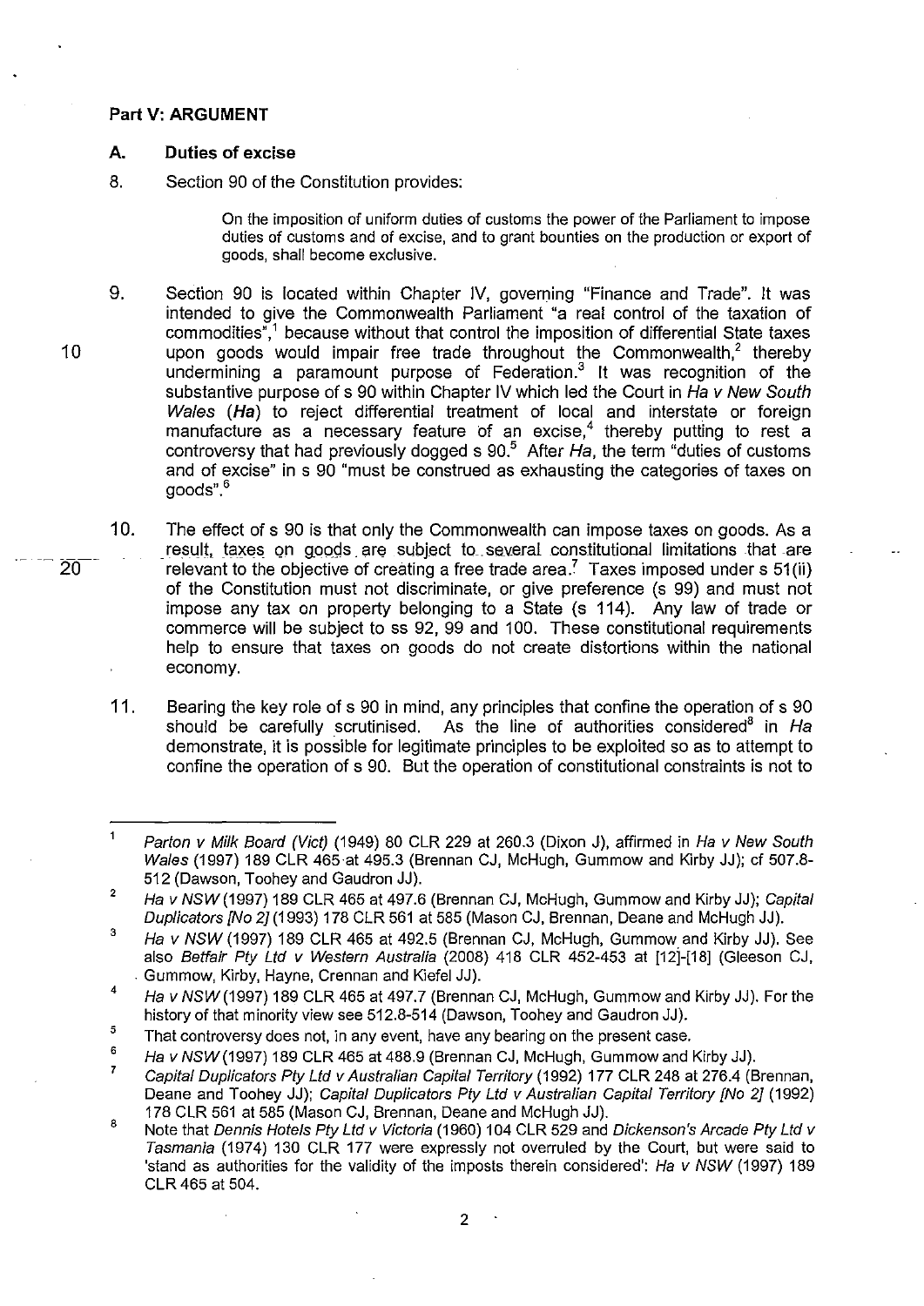**Part V: ARGUMENT**

**A. Duties of excise**

8. Section 90 of the Constitution provides:

> On the imposition of uniform duties of customs the power of the Parliament to impose duties of customs and of excise, and to grant bounties on the production or export of goods, shall become exclusive.

9. Section 90 is located within Chapter IV, governing "Finance and Trade". It was intended to give the Commonwealth Parliament "a real control of the taxation of commodities",[1] because without that control the imposition of differential State taxes upon goods would impair free trade throughout the Commonwealth,[2] thereby undermining a paramount purpose of Federation.[3] It was recognition of the substantive purpose of s 90 within Chapter IV which led the Court in *Ha v New South Wales* (***Ha***) to reject differential treatment of local and interstate or foreign manufacture as a necessary feature of an excise,[4] thereby putting to rest a controversy that had previously dogged s 90.[5] After *Ha*, the term "duties of customs and of excise" in s 90 "must be construed as exhausting the categories of taxes on goods".[6]

10. The effect of s 90 is that only the Commonwealth can impose taxes on goods. As a result, taxes on goods are subject to several constitutional limitations that are relevant to the objective of creating a free trade area.[7] Taxes imposed under s 51(ii) of the Constitution must not discriminate, or give preference (s 99) and must not impose any tax on property belonging to a State (s 114). Any law of trade or commerce will be subject to ss 92, 99 and 100. These constitutional requirements help to ensure that taxes on goods do not create distortions within the national economy.

11. Bearing the key role of s 90 in mind, any principles that confine the operation of s 90 should be carefully scrutinised. As the line of authorities considered[8] in *Ha* demonstrate, it is possible for legitimate principles to be exploited so as to attempt to confine the operation of s 90. But the operation of constitutional constraints is not to

---

[1] *Parton v Milk Board (Vict)* (1949) 80 CLR 229 at 260.3 (Dixon J), affirmed in *Ha v New South Wales* (1997) 189 CLR 465 at 495.3 (Brennan CJ, McHugh, Gummow and Kirby JJ); cf 507.8-512 (Dawson, Toohey and Gaudron JJ).

[2] *Ha v NSW* (1997) 189 CLR 465 at 497.6 (Brennan CJ, McHugh, Gummow and Kirby JJ); *Capital Duplicators [No 2]* (1993) 178 CLR 561 at 585 (Mason CJ, Brennan, Deane and McHugh JJ).

[3] *Ha v NSW* (1997) 189 CLR 465 at 492.5 (Brennan CJ, McHugh, Gummow and Kirby JJ). See also *Betfair Pty Ltd v Western Australia* (2008) 418 CLR 452-453 at [12]-[18] (Gleeson CJ, Gummow, Kirby, Hayne, Crennan and Kiefel JJ).

[4] *Ha v NSW* (1997) 189 CLR 465 at 497.7 (Brennan CJ, McHugh, Gummow and Kirby JJ). For the history of that minority view see 512.8-514 (Dawson, Toohey and Gaudron JJ).

[5] That controversy does not, in any event, have any bearing on the present case.

[6] *Ha v NSW* (1997) 189 CLR 465 at 488.9 (Brennan CJ, McHugh, Gummow and Kirby JJ).

[7] *Capital Duplicators Pty Ltd v Australian Capital Territory* (1992) 177 CLR 248 at 276.4 (Brennan, Deane and Toohey JJ); *Capital Duplicators Pty Ltd v Australian Capital Territory [No 2]* (1992) 178 CLR 561 at 585 (Mason CJ, Brennan, Deane and McHugh JJ).

[8] Note that *Dennis Hotels Pty Ltd v Victoria* (1960) 104 CLR 529 and *Dickenson's Arcade Pty Ltd v Tasmania* (1974) 130 CLR 177 were expressly not overruled by the Court, but were said to 'stand as authorities for the validity of the imposts therein considered': *Ha v NSW* (1997) 189 CLR 465 at 504.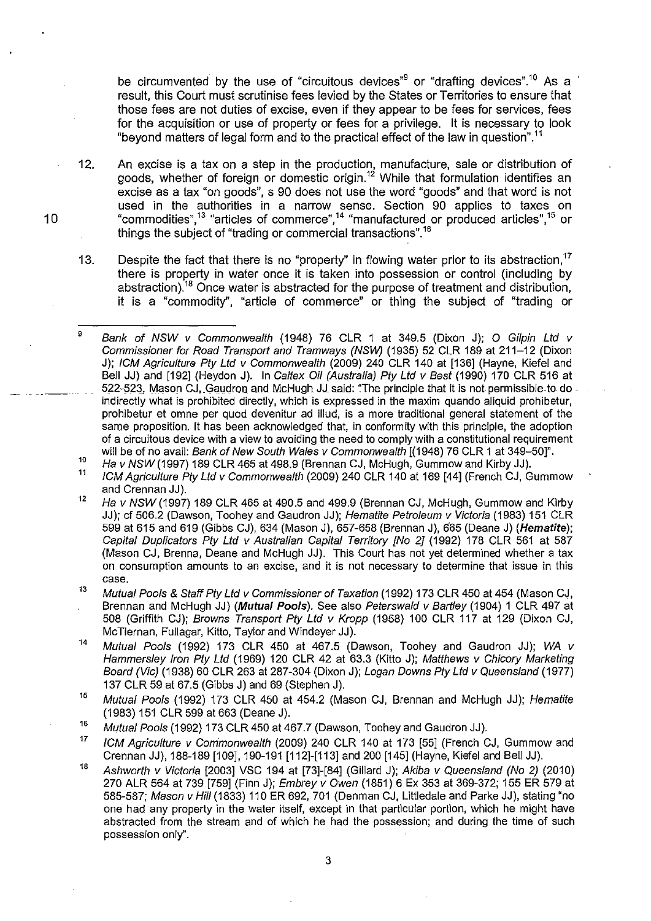be circumvented by the use of "circuitous devices"[9] or "drafting devices".[10] As a result, this Court must scrutinise fees levied by the States or Territories to ensure that those fees are not duties of excise, even if they appear to be fees for services, fees for the acquisition or use of property or fees for a privilege. It is necessary to look "beyond matters of legal form and to the practical effect of the law in question".[11]

12. An excise is a tax on a step in the production, manufacture, sale or distribution of goods, whether of foreign or domestic origin.[12] While that formulation identifies an excise as a tax "on goods", s 90 does not use the word "goods" and that word is not used in the authorities in a narrow sense. Section 90 applies to taxes on "commodities",[13] "articles of commerce",[14] "manufactured or produced articles",[15] or things the subject of "trading or commercial transactions".[16]

13. Despite the fact that there is no "property" in flowing water prior to its abstraction,[17] there is property in water once it is taken into possession or control (including by abstraction).[18] Once water is abstracted for the purpose of treatment and distribution, it is a "commodity", "article of commerce" or thing the subject of "trading or

---

[9] *Bank of NSW v Commonwealth* (1948) 76 CLR 1 at 349.5 (Dixon J); *O Gilpin Ltd v Commissioner for Road Transport and Tramways (NSW)* (1935) 52 CLR 189 at 211–12 (Dixon J); *ICM Agriculture Pty Ltd v Commonwealth* (2009) 240 CLR 140 at [136] (Hayne, Kiefel and Bell JJ) and [192] (Heydon J). In *Caltex Oil (Australia) Pty Ltd v Best* (1990) 170 CLR 516 at 522-523, Mason CJ, Gaudron and McHugh JJ said: "The principle that it is not permissible to do indirectly what is prohibited directly, which is expressed in the maxim quando aliquid prohibetur, prohibetur et omne per quod devenitur ad illud, is a more traditional general statement of the same proposition. It has been acknowledged that, in conformity with this principle, the adoption of a circuitous device with a view to avoiding the need to comply with a constitutional requirement will be of no avail: *Bank of New South Wales v Commonwealth* [(1948) 76 CLR 1 at 349–50]".

[10] *Ha v NSW* (1997) 189 CLR 465 at 498.9 (Brennan CJ, McHugh, Gummow and Kirby JJ).

[11] *ICM Agriculture Pty Ltd v Commonwealth* (2009) 240 CLR 140 at 169 [44] (French CJ, Gummow and Crennan JJ).

[12] *Ha v NSW* (1997) 189 CLR 465 at 490.5 and 499.9 (Brennan CJ, McHugh, Gummow and Kirby JJ); cf 506.2 (Dawson, Toohey and Gaudron JJ); *Hematite Petroleum v Victoria* (1983) 151 CLR 599 at 615 and 619 (Gibbs CJ), 634 (Mason J), 657-658 (Brennan J), 665 (Deane J) (***Hematite***); *Capital Duplicators Pty Ltd v Australian Capital Territory [No 2]* (1992) 178 CLR 561 at 587 (Mason CJ, Brenna, Deane and McHugh JJ). This Court has not yet determined whether a tax on consumption amounts to an excise, and it is not necessary to determine that issue in this case.

[13] *Mutual Pools & Staff Pty Ltd v Commissioner of Taxation* (1992) 173 CLR 450 at 454 (Mason CJ, Brennan and McHugh JJ) (***Mutual Pools***). See also *Peterswald v Bartley* (1904) 1 CLR 497 at 508 (Griffith CJ); *Browns Transport Pty Ltd v Kropp* (1958) 100 CLR 117 at 129 (Dixon CJ, McTiernan, Fullagar, Kitto, Taylor and Windeyer JJ).

[14] *Mutual Pools* (1992) 173 CLR 450 at 467.5 (Dawson, Toohey and Gaudron JJ); *WA v Hammersley Iron Pty Ltd* (1969) 120 CLR 42 at 63.3 (Kitto J); *Matthews v Chicory Marketing Board (Vic)* (1938) 60 CLR 263 at 287-304 (Dixon J); *Logan Downs Pty Ltd v Queensland* (1977) 137 CLR 59 at 67.5 (Gibbs J) and 69 (Stephen J).

[15] *Mutual Pools* (1992) 173 CLR 450 at 454.2 (Mason CJ, Brennan and McHugh JJ); *Hematite* (1983) 151 CLR 599 at 663 (Deane J).

[16] *Mutual Pools* (1992) 173 CLR 450 at 467.7 (Dawson, Toohey and Gaudron JJ).

[17] *ICM Agriculture v Commonwealth* (2009) 240 CLR 140 at 173 [55] (French CJ, Gummow and Crennan JJ), 188-189 [109], 190-191 [112]-[113] and 200 [145] (Hayne, Kiefel and Bell JJ).

[18] *Ashworth v Victoria* [2003] VSC 194 at [73]-[84] (Gillard J); *Akiba v Queensland (No 2)* (2010) 270 ALR 564 at 739 [759] (Finn J); *Embrey v Owen* (1851) 6 Ex 353 at 369-372; 155 ER 579 at 585-587; *Mason v Hill* (1833) 110 ER 692, 701 (Denman CJ, Littledale and Parke JJ), stating "no one had any property in the water itself, except in that particular portion, which he might have abstracted from the stream and of which he had the possession; and during the time of such possession only".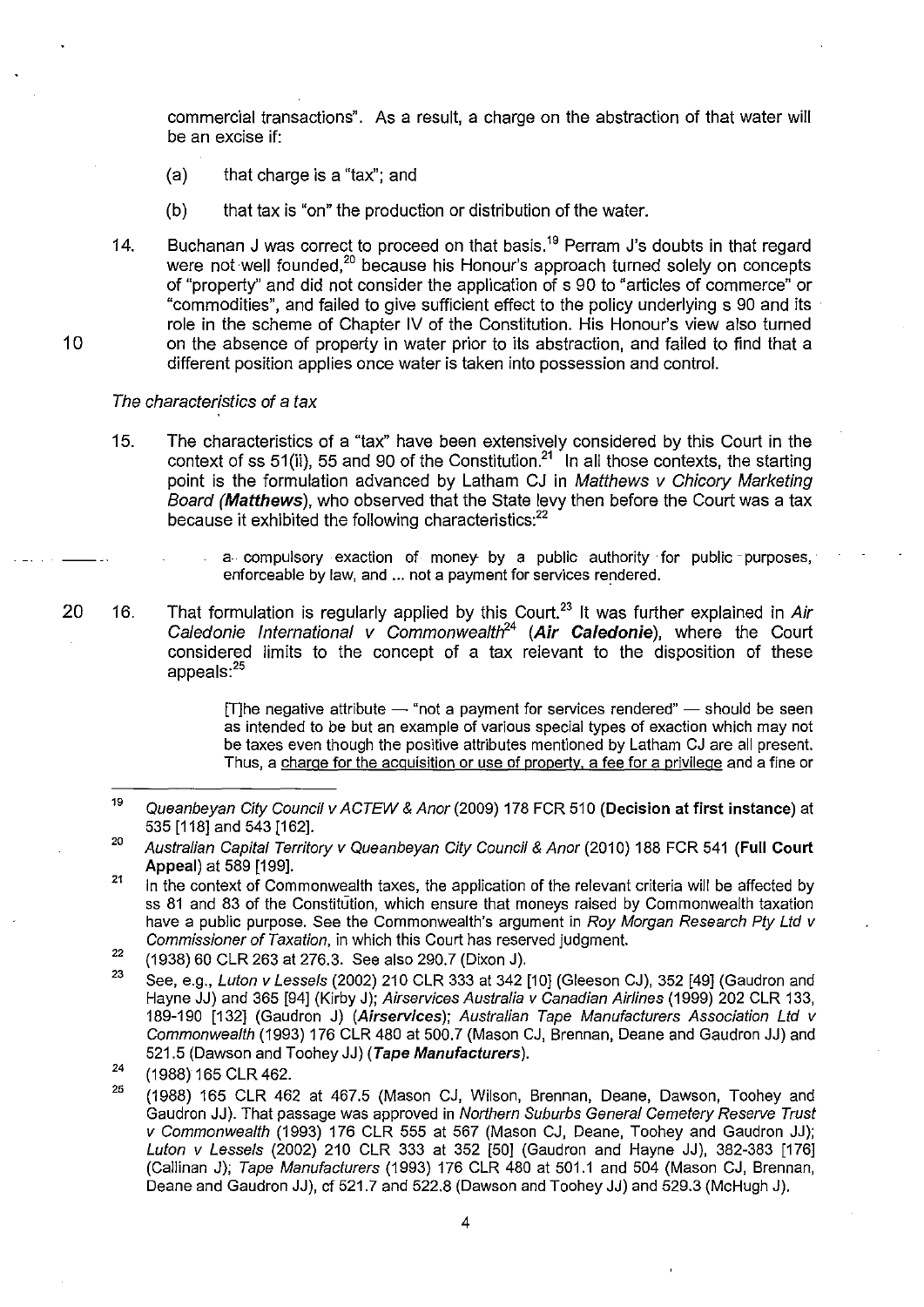commercial transactions". As a result, a charge on the abstraction of that water will be an excise if:

(a) that charge is a "tax"; and

(b) that tax is "on" the production or distribution of the water.

14. Buchanan J was correct to proceed on that basis.[19] Perram J's doubts in that regard were not well founded,[20] because his Honour's approach turned solely on concepts of "property" and did not consider the application of s 90 to "articles of commerce" or "commodities", and failed to give sufficient effect to the policy underlying s 90 and its role in the scheme of Chapter IV of the Constitution. His Honour's view also turned on the absence of property in water prior to its abstraction, and failed to find that a different position applies once water is taken into possession and control.

*The characteristics of a tax*

15. The characteristics of a "tax" have been extensively considered by this Court in the context of ss 51(ii), 55 and 90 of the Constitution.[21] In all those contexts, the starting point is the formulation advanced by Latham CJ in *Matthews v Chicory Marketing Board* (***Matthews***), who observed that the State levy then before the Court was a tax because it exhibited the following characteristics:[22]

> a compulsory exaction of money by a public authority for public purposes, enforceable by law, and ... not a payment for services rendered.

16. That formulation is regularly applied by this Court.[23] It was further explained in *Air Caledonie International v Commonwealth*[24] (***Air Caledonie***), where the Court considered limits to the concept of a tax relevant to the disposition of these appeals:[25]

> [T]he negative attribute — "not a payment for services rendered" — should be seen as intended to be but an example of various special types of exaction which may not be taxes even though the positive attributes mentioned by Latham CJ are all present. Thus, a charge for the acquisition or use of property, a fee for a privilege and a fine or

---

[19] *Queanbeyan City Council v ACTEW & Anor* (2009) 178 FCR 510 (**Decision at first instance**) at 535 [118] and 543 [162].

[20] *Australian Capital Territory v Queanbeyan City Council & Anor* (2010) 188 FCR 541 (**Full Court Appeal**) at 589 [199].

[21] In the context of Commonwealth taxes, the application of the relevant criteria will be affected by ss 81 and 83 of the Constitution, which ensure that moneys raised by Commonwealth taxation have a public purpose. See the Commonwealth's argument in *Roy Morgan Research Pty Ltd v Commissioner of Taxation*, in which this Court has reserved judgment.

[22] (1938) 60 CLR 263 at 276.3. See also 290.7 (Dixon J).

[23] See, e.g., *Luton v Lessels* (2002) 210 CLR 333 at 342 [10] (Gleeson CJ), 352 [49] (Gaudron and Hayne JJ) and 365 [94] (Kirby J); *Airservices Australia v Canadian Airlines* (1999) 202 CLR 133, 189-190 [132] (Gaudron J) (***Airservices***); *Australian Tape Manufacturers Association Ltd v Commonwealth* (1993) 176 CLR 480 at 500.7 (Mason CJ, Brennan, Deane and Gaudron JJ) and 521.5 (Dawson and Toohey JJ) (***Tape Manufacturers***).

[24] (1988) 165 CLR 462.

[25] (1988) 165 CLR 462 at 467.5 (Mason CJ, Wilson, Brennan, Deane, Dawson, Toohey and Gaudron JJ). That passage was approved in *Northern Suburbs General Cemetery Reserve Trust v Commonwealth* (1993) 176 CLR 555 at 567 (Mason CJ, Deane, Toohey and Gaudron JJ); *Luton v Lessels* (2002) 210 CLR 333 at 352 [50] (Gaudron and Hayne JJ), 382-383 [176] (Callinan J); *Tape Manufacturers* (1993) 176 CLR 480 at 501.1 and 504 (Mason CJ, Brennan, Deane and Gaudron JJ), cf 521.7 and 522.8 (Dawson and Toohey JJ) and 529.3 (McHugh J).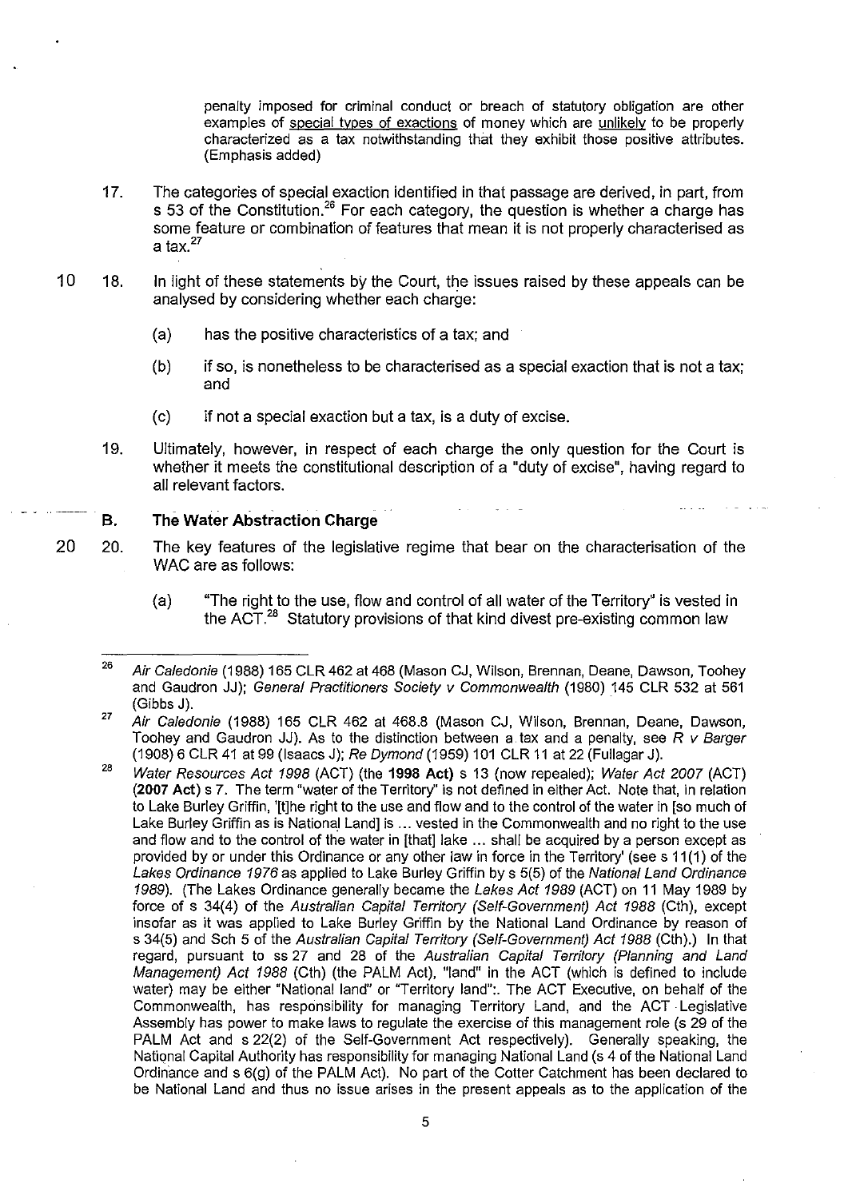> penalty imposed for criminal conduct or breach of statutory obligation are other examples of special types of exactions of money which are unlikely to be properly characterized as a tax notwithstanding that they exhibit those positive attributes. (Emphasis added)

17. The categories of special exaction identified in that passage are derived, in part, from s 53 of the Constitution.[26] For each category, the question is whether a charge has some feature or combination of features that mean it is not properly characterised as a tax.[27]

18. In light of these statements by the Court, the issues raised by these appeals can be analysed by considering whether each charge:

    (a) has the positive characteristics of a tax; and

    (b) if so, is nonetheless to be characterised as a special exaction that is not a tax; and

    (c) if not a special exaction but a tax, is a duty of excise.

19. Ultimately, however, in respect of each charge the only question for the Court is whether it meets the constitutional description of a "duty of excise", having regard to all relevant factors.

## B. The Water Abstraction Charge

20. The key features of the legislative regime that bear on the characterisation of the WAC are as follows:

    (a) "The right to the use, flow and control of all water of the Territory" is vested in the ACT.[28] Statutory provisions of that kind divest pre-existing common law

---

[26] *Air Caledonie* (1988) 165 CLR 462 at 468 (Mason CJ, Wilson, Brennan, Deane, Dawson, Toohey and Gaudron JJ); *General Practitioners Society v Commonwealth* (1980) 145 CLR 532 at 561 (Gibbs J).

[27] *Air Caledonie* (1988) 165 CLR 462 at 468.8 (Mason CJ, Wilson, Brennan, Deane, Dawson, Toohey and Gaudron JJ). As to the distinction between a tax and a penalty, see *R v Barger* (1908) 6 CLR 41 at 99 (Isaacs J); *Re Dymond* (1959) 101 CLR 11 at 22 (Fullagar J).

[28] *Water Resources Act 1998* (ACT) (the **1998 Act**) s 13 (now repealed); *Water Act 2007* (ACT) (**2007 Act**) s 7. The term "water of the Territory" is not defined in either Act. Note that, in relation to Lake Burley Griffin, '[t]he right to the use and flow and to the control of the water in [so much of Lake Burley Griffin as is National Land] is ... vested in the Commonwealth and no right to the use and flow and to the control of the water in [that] lake ... shall be acquired by a person except as provided by or under this Ordinance or any other law in force in the Territory' (see s 11(1) of the *Lakes Ordinance 1976* as applied to Lake Burley Griffin by s 5(5) of the *National Land Ordinance 1989*). (The Lakes Ordinance generally became the *Lakes Act 1989* (ACT) on 11 May 1989 by force of s 34(4) of the *Australian Capital Territory (Self-Government) Act 1988* (Cth), except insofar as it was applied to Lake Burley Griffin by the National Land Ordinance by reason of s 34(5) and Sch 5 of the *Australian Capital Territory (Self-Government) Act 1988* (Cth).) In that regard, pursuant to ss 27 and 28 of the *Australian Capital Territory (Planning and Land Management) Act 1988* (Cth) (the PALM Act), "land" in the ACT (which is defined to include water) may be either "National land" or "Territory land":. The ACT Executive, on behalf of the Commonwealth, has responsibility for managing Territory Land, and the ACT Legislative Assembly has power to make laws to regulate the exercise of this management role (s 29 of the PALM Act and s 22(2) of the Self-Government Act respectively). Generally speaking, the National Capital Authority has responsibility for managing National Land (s 4 of the National Land Ordinance and s 6(g) of the PALM Act). No part of the Cotter Catchment has been declared to be National Land and thus no issue arises in the present appeals as to the application of the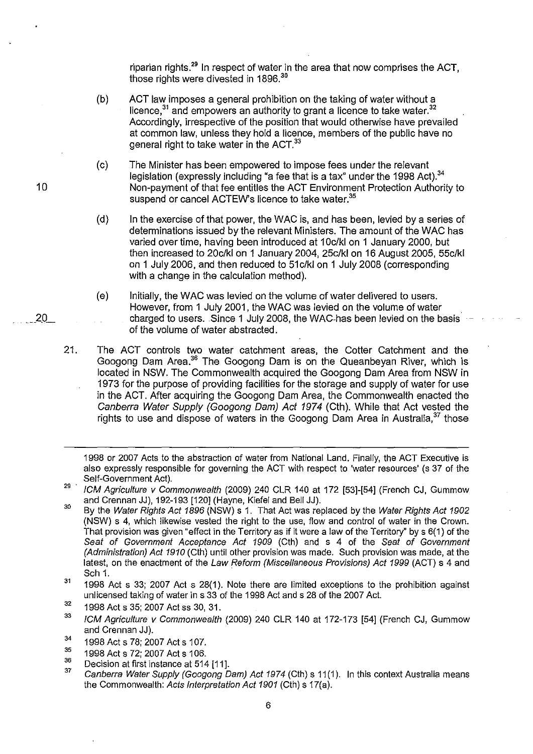riparian rights.[29] In respect of water in the area that now comprises the ACT, those rights were divested in 1896.[30]

(b) ACT law imposes a general prohibition on the taking of water without a licence,[31] and empowers an authority to grant a licence to take water.[32] Accordingly, irrespective of the position that would otherwise have prevailed at common law, unless they hold a licence, members of the public have no general right to take water in the ACT.[33]

(c) The Minister has been empowered to impose fees under the relevant legislation (expressly including "a fee that is a tax" under the 1998 Act).[34] Non-payment of that fee entitles the ACT Environment Protection Authority to suspend or cancel ACTEW's licence to take water.[35]

(d) In the exercise of that power, the WAC is, and has been, levied by a series of determinations issued by the relevant Ministers. The amount of the WAC has varied over time, having been introduced at 10c/kl on 1 January 2000, but then increased to 20c/kl on 1 January 2004, 25c/kl on 16 August 2005, 55c/kl on 1 July 2006, and then reduced to 51c/kl on 1 July 2008 (corresponding with a change in the calculation method).

(e) Initially, the WAC was levied on the volume of water delivered to users. However, from 1 July 2001, the WAC was levied on the volume of water charged to users. Since 1 July 2008, the WAC has been levied on the basis of the volume of water abstracted.

21. The ACT controls two water catchment areas, the Cotter Catchment and the Googong Dam Area.[36] The Googong Dam is on the Queanbeyan River, which is located in NSW. The Commonwealth acquired the Googong Dam Area from NSW in 1973 for the purpose of providing facilities for the storage and supply of water for use in the ACT. After acquiring the Googong Dam Area, the Commonwealth enacted the *Canberra Water Supply (Googong Dam) Act 1974* (Cth). While that Act vested the rights to use and dispose of waters in the Googong Dam Area in Australia,[37] those

---

1998 or 2007 Acts to the abstraction of water from National Land. Finally, the ACT Executive is also expressly responsible for governing the ACT with respect to 'water resources' (s 37 of the Self-Government Act).

[29] *ICM Agriculture v Commonwealth* (2009) 240 CLR 140 at 172 [53]-[54] (French CJ, Gummow and Crennan JJ), 192-193 [120] (Hayne, Kiefel and Bell JJ).

[30] By the *Water Rights Act 1896* (NSW) s 1. That Act was replaced by the *Water Rights Act 1902* (NSW) s 4, which likewise vested the right to the use, flow and control of water in the Crown. That provision was given "effect in the Territory as if it were a law of the Territory" by s 6(1) of the *Seat of Government Acceptance Act 1909* (Cth) and s 4 of the *Seat of Government (Administration) Act 1910* (Cth) until other provision was made. Such provision was made, at the latest, on the enactment of the *Law Reform (Miscellaneous Provisions) Act 1999* (ACT) s 4 and Sch 1.

[31] 1998 Act s 33; 2007 Act s 28(1). Note there are limited exceptions to the prohibition against unlicensed taking of water in s 33 of the 1998 Act and s 28 of the 2007 Act.

[32] 1998 Act s 35; 2007 Act ss 30, 31.

[33] *ICM Agriculture v Commonwealth* (2009) 240 CLR 140 at 172-173 [54] (French CJ, Gummow and Crennan JJ).

[34] 1998 Act s 78; 2007 Act s 107.

[35] 1998 Act s 72; 2007 Act s 106.

[36] Decision at first instance at 514 [11].

[37] *Canberra Water Supply (Googong Dam) Act 1974* (Cth) s 11(1). In this context Australia means the Commonwealth: *Acts Interpretation Act 1901* (Cth) s 17(a).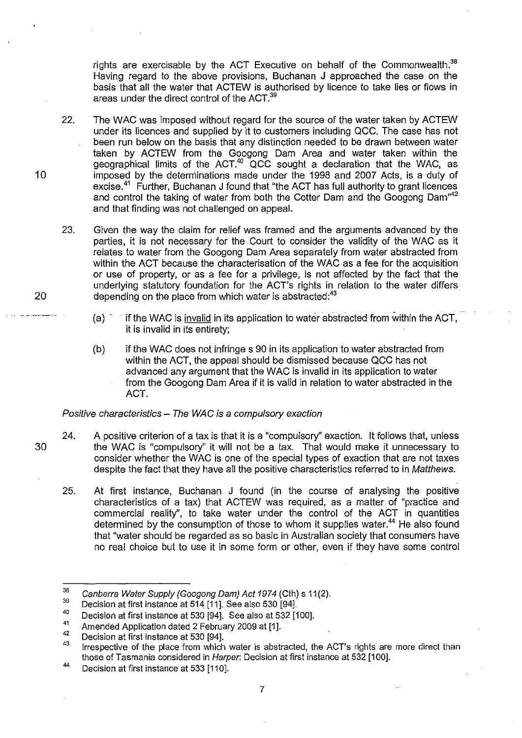rights are exercisable by the ACT Executive on behalf of the Commonwealth.[38] Having regard to the above provisions, Buchanan J approached the case on the basis that all the water that ACTEW is authorised by licence to take lies or flows in areas under the direct control of the ACT.[39]

22. The WAC was imposed without regard for the source of the water taken by ACTEW under its licences and supplied by it to customers including QCC. The case has not been run below on the basis that any distinction needed to be drawn between water taken by ACTEW from the Googong Dam Area and water taken within the geographical limits of the ACT.[40] QCC sought a declaration that the WAC, as imposed by the determinations made under the 1998 and 2007 Acts, is a duty of excise.[41] Further, Buchanan J found that "the ACT has full authority to grant licences and control the taking of water from both the Cotter Dam and the Googong Dam"[42] and that finding was not challenged on appeal.

23. Given the way the claim for relief was framed and the arguments advanced by the parties, it is not necessary for the Court to consider the validity of the WAC as it relates to water from the Googong Dam Area separately from water abstracted from within the ACT because the characterisation of the WAC as a fee for the acquisition or use of property, or as a fee for a privilege, is not affected by the fact that the underlying statutory foundation for the ACT's rights in relation to the water differs depending on the place from which water is abstracted:[43]

   (a) if the WAC is invalid in its application to water abstracted from within the ACT, it is invalid in its entirety;

   (b) if the WAC does not infringe s 90 in its application to water abstracted from within the ACT, the appeal should be dismissed because QCC has not advanced any argument that the WAC is invalid in its application to water from the Googong Dam Area if it is valid in relation to water abstracted in the ACT.

*Positive characteristics – The WAC is a compulsory exaction*

24. A positive criterion of a tax is that it is a "compulsory" exaction. It follows that, unless the WAC is "compulsory" it will not be a tax. That would make it unnecessary to consider whether the WAC is one of the special types of exaction that are not taxes despite the fact that they have all the positive characteristics referred to in *Matthews*.

25. At first instance, Buchanan J found (in the course of analysing the positive characteristics of a tax) that ACTEW was required, as a matter of "practice and commercial reality", to take water under the control of the ACT in quantities determined by the consumption of those to whom it supplies water.[44] He also found that "water should be regarded as so basic in Australian society that consumers have no real choice but to use it in some form or other, even if they have some control

---

[38] *Canberra Water Supply (Googong Dam) Act 1974* (Cth) s 11(2).

[39] Decision at first instance at 514 [11]. See also 530 [94].

[40] Decision at first instance at 530 [94]. See also at 532 [100].

[41] Amended Application dated 2 February 2009 at [1].

[42] Decision at first instance at 530 [94].

[43] Irrespective of the place from which water is abstracted, the ACT's rights are more direct than those of Tasmania considered in *Harper*: Decision at first instance at 532 [100].

[44] Decision at first instance at 533 [110].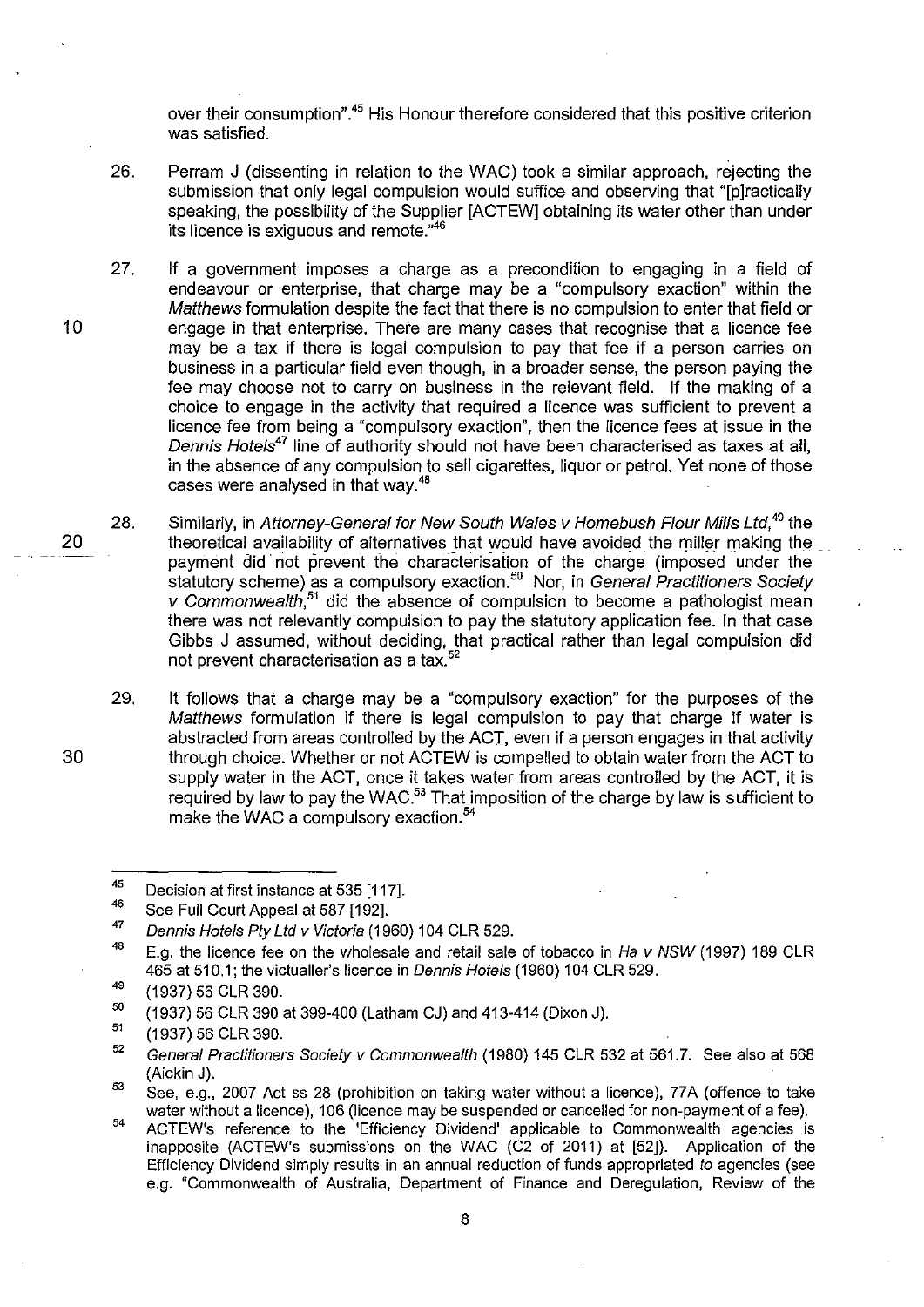over their consumption".[45] His Honour therefore considered that this positive criterion was satisfied.

26. Perram J (dissenting in relation to the WAC) took a similar approach, rejecting the submission that only legal compulsion would suffice and observing that "[p]ractically speaking, the possibility of the Supplier [ACTEW] obtaining its water other than under its licence is exiguous and remote."[46]

27. If a government imposes a charge as a precondition to engaging in a field of endeavour or enterprise, that charge may be a "compulsory exaction" within the *Matthews* formulation despite the fact that there is no compulsion to enter that field or engage in that enterprise. There are many cases that recognise that a licence fee may be a tax if there is legal compulsion to pay that fee if a person carries on business in a particular field even though, in a broader sense, the person paying the fee may choose not to carry on business in the relevant field. If the making of a choice to engage in the activity that required a licence was sufficient to prevent a licence fee from being a "compulsory exaction", then the licence fees at issue in the *Dennis Hotels*[47] line of authority should not have been characterised as taxes at all, in the absence of any compulsion to sell cigarettes, liquor or petrol. Yet none of those cases were analysed in that way.[48]

28. Similarly, in *Attorney-General for New South Wales v Homebush Flour Mills Ltd*,[49] the theoretical availability of alternatives that would have avoided the miller making the payment did not prevent the characterisation of the charge (imposed under the statutory scheme) as a compulsory exaction.[50] Nor, in *General Practitioners Society v Commonwealth*,[51] did the absence of compulsion to become a pathologist mean there was not relevantly compulsion to pay the statutory application fee. In that case Gibbs J assumed, without deciding, that practical rather than legal compulsion did not prevent characterisation as a tax.[52]

29. It follows that a charge may be a "compulsory exaction" for the purposes of the *Matthews* formulation if there is legal compulsion to pay that charge if water is abstracted from areas controlled by the ACT, even if a person engages in that activity through choice. Whether or not ACTEW is compelled to obtain water from the ACT to supply water in the ACT, once it takes water from areas controlled by the ACT, it is required by law to pay the WAC.[53] That imposition of the charge by law is sufficient to make the WAC a compulsory exaction.[54]

---

[45] Decision at first instance at 535 [117].

[46] See Full Court Appeal at 587 [192].

[47] *Dennis Hotels Pty Ltd v Victoria* (1960) 104 CLR 529.

[48] E.g. the licence fee on the wholesale and retail sale of tobacco in *Ha v NSW* (1997) 189 CLR 465 at 510.1; the victualler's licence in *Dennis Hotels* (1960) 104 CLR 529.

[49] (1937) 56 CLR 390.

[50] (1937) 56 CLR 390 at 399-400 (Latham CJ) and 413-414 (Dixon J).

[51] (1937) 56 CLR 390.

[52] *General Practitioners Society v Commonwealth* (1980) 145 CLR 532 at 561.7. See also at 568 (Aickin J).

[53] See, e.g., 2007 Act ss 28 (prohibition on taking water without a licence), 77A (offence to take water without a licence), 106 (licence may be suspended or cancelled for non-payment of a fee).

[54] ACTEW's reference to the 'Efficiency Dividend' applicable to Commonwealth agencies is inapposite (ACTEW's submissions on the WAC (C2 of 2011) at [52]). Application of the Efficiency Dividend simply results in an annual reduction of funds appropriated *to* agencies (see e.g. "Commonwealth of Australia, Department of Finance and Deregulation, Review of the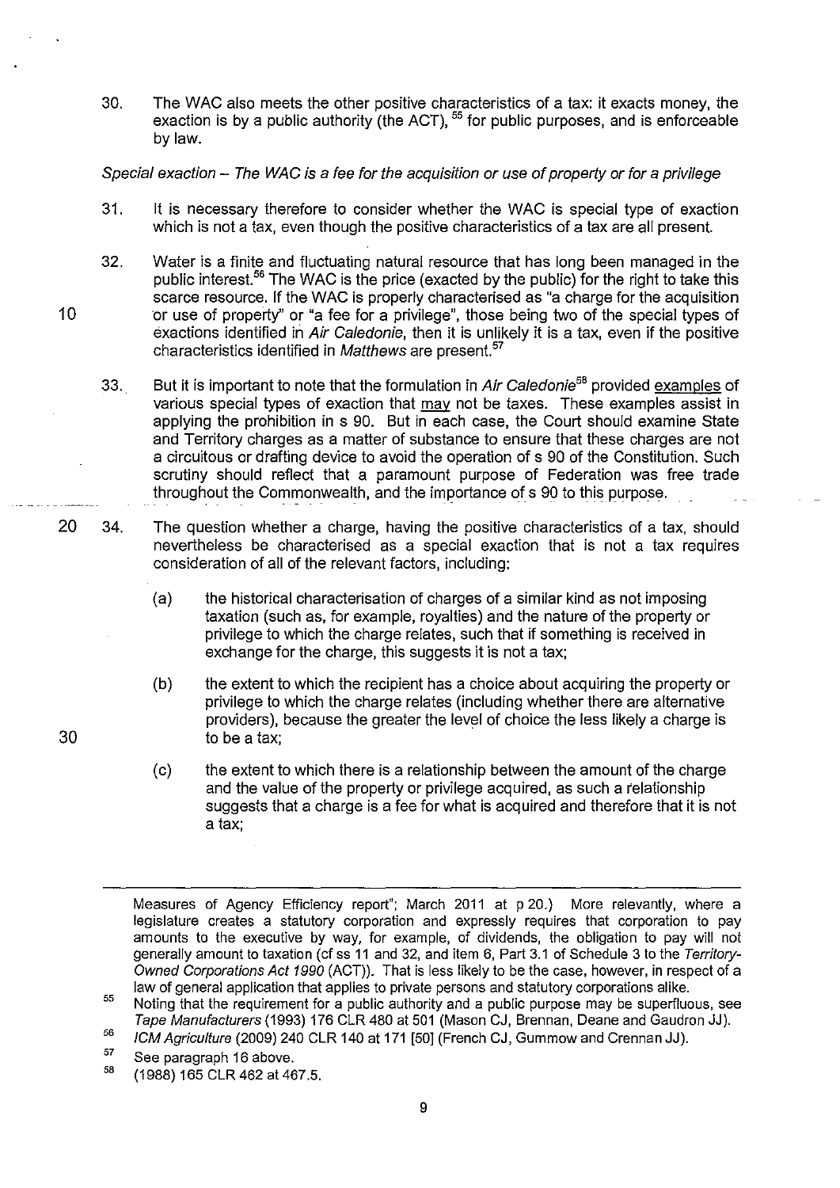30. The WAC also meets the other positive characteristics of a tax: it exacts money, the exaction is by a public authority (the ACT), [55] for public purposes, and is enforceable by law.

*Special exaction – The WAC is a fee for the acquisition or use of property or for a privilege*

31. It is necessary therefore to consider whether the WAC is special type of exaction which is not a tax, even though the positive characteristics of a tax are all present.

32. Water is a finite and fluctuating natural resource that has long been managed in the public interest.[56] The WAC is the price (exacted by the public) for the right to take this scarce resource. If the WAC is properly characterised as "a charge for the acquisition or use of property" or "a fee for a privilege", those being two of the special types of exactions identified in *Air Caledonie*, then it is unlikely it is a tax, even if the positive characteristics identified in *Matthews* are present.[57]

33. But it is important to note that the formulation in *Air Caledonie*[58] provided examples of various special types of exaction that may not be taxes. These examples assist in applying the prohibition in s 90. But in each case, the Court should examine State and Territory charges as a matter of substance to ensure that these charges are not a circuitous or drafting device to avoid the operation of s 90 of the Constitution. Such scrutiny should reflect that a paramount purpose of Federation was free trade throughout the Commonwealth, and the importance of s 90 to this purpose.

34. The question whether a charge, having the positive characteristics of a tax, should nevertheless be characterised as a special exaction that is not a tax requires consideration of all of the relevant factors, including:

    (a) the historical characterisation of charges of a similar kind as not imposing taxation (such as, for example, royalties) and the nature of the property or privilege to which the charge relates, such that if something is received in exchange for the charge, this suggests it is not a tax;

    (b) the extent to which the recipient has a choice about acquiring the property or privilege to which the charge relates (including whether there are alternative providers), because the greater the level of choice the less likely a charge is to be a tax;

    (c) the extent to which there is a relationship between the amount of the charge and the value of the property or privilege acquired, as such a relationship suggests that a charge is a fee for what is acquired and therefore that it is not a tax;

---

Measures of Agency Efficiency report"; March 2011 at p 20.) More relevantly, where a legislature creates a statutory corporation and expressly requires that corporation to pay amounts to the executive by way, for example, of dividends, the obligation to pay will not generally amount to taxation (cf ss 11 and 32, and item 6, Part 3.1 of Schedule 3 to the *Territory-Owned Corporations Act 1990* (ACT)). That is less likely to be the case, however, in respect of a law of general application that applies to private persons and statutory corporations alike.

[55] Noting that the requirement for a public authority and a public purpose may be superfluous, see *Tape Manufacturers* (1993) 176 CLR 480 at 501 (Mason CJ, Brennan, Deane and Gaudron JJ).

[56] *ICM Agriculture* (2009) 240 CLR 140 at 171 [50] (French CJ, Gummow and Crennan JJ).

[57] See paragraph 16 above.

[58] (1988) 165 CLR 462 at 467.5.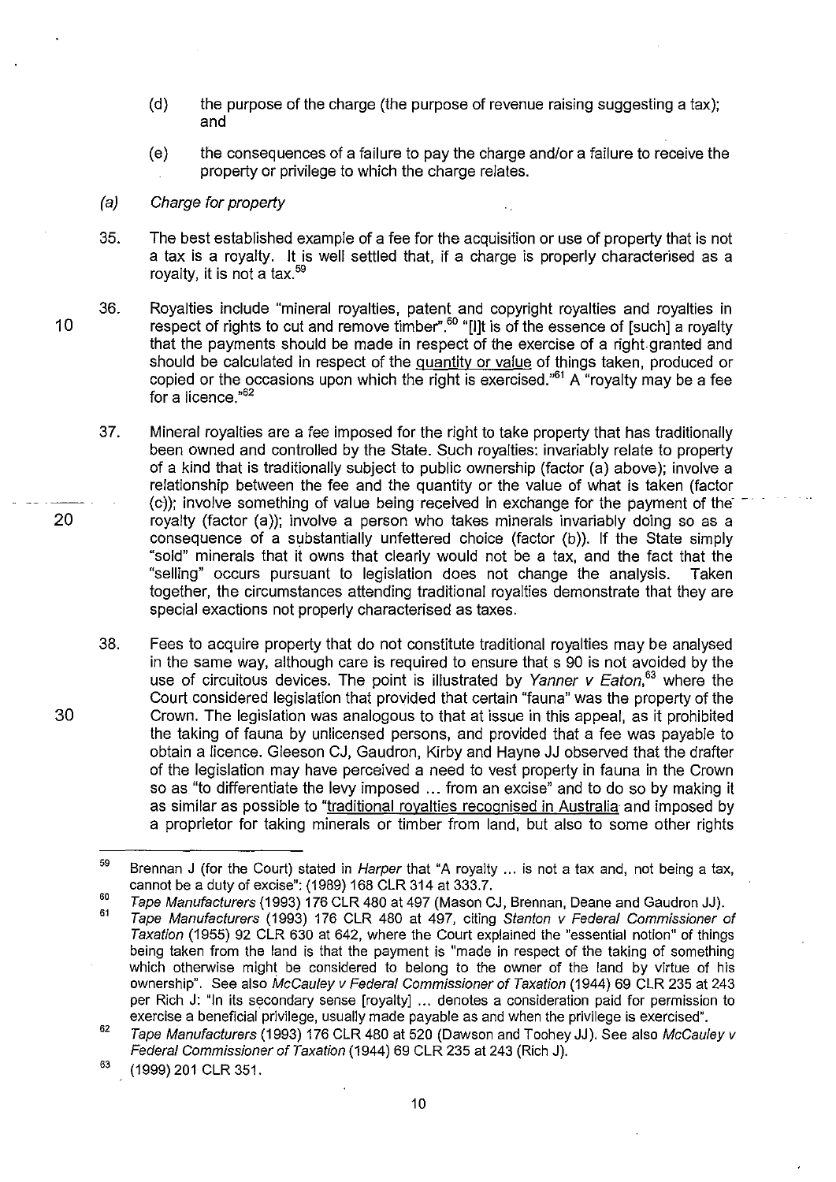(d) the purpose of the charge (the purpose of revenue raising suggesting a tax); and

(e) the consequences of a failure to pay the charge and/or a failure to receive the property or privilege to which the charge relates.

*(a) Charge for property*

35. The best established example of a fee for the acquisition or use of property that is not a tax is a royalty. It is well settled that, if a charge is properly characterised as a royalty, it is not a tax.[59]

36. Royalties include "mineral royalties, patent and copyright royalties and royalties in respect of rights to cut and remove timber".[60] "[I]t is of the essence of [such] a royalty that the payments should be made in respect of the exercise of a right granted and should be calculated in respect of the quantity or value of things taken, produced or copied or the occasions upon which the right is exercised."[61] A "royalty may be a fee for a licence."[62]

37. Mineral royalties are a fee imposed for the right to take property that has traditionally been owned and controlled by the State. Such royalties: invariably relate to property of a kind that is traditionally subject to public ownership (factor (a) above); involve a relationship between the fee and the quantity or the value of what is taken (factor (c)); involve something of value being received in exchange for the payment of the royalty (factor (a)); involve a person who takes minerals invariably doing so as a consequence of a substantially unfettered choice (factor (b)). If the State simply "sold" minerals that it owns that clearly would not be a tax, and the fact that the "selling" occurs pursuant to legislation does not change the analysis. Taken together, the circumstances attending traditional royalties demonstrate that they are special exactions not properly characterised as taxes.

38. Fees to acquire property that do not constitute traditional royalties may be analysed in the same way, although care is required to ensure that s 90 is not avoided by the use of circuitous devices. The point is illustrated by *Yanner v Eaton*,[63] where the Court considered legislation that provided that certain "fauna" was the property of the Crown. The legislation was analogous to that at issue in this appeal, as it prohibited the taking of fauna by unlicensed persons, and provided that a fee was payable to obtain a licence. Gleeson CJ, Gaudron, Kirby and Hayne JJ observed that the drafter of the legislation may have perceived a need to vest property in fauna in the Crown so as "to differentiate the levy imposed ... from an excise" and to do so by making it as similar as possible to "traditional royalties recognised in Australia and imposed by a proprietor for taking minerals or timber from land, but also to some other rights

---

[59] Brennan J (for the Court) stated in *Harper* that "A royalty ... is not a tax and, not being a tax, cannot be a duty of excise": (1989) 168 CLR 314 at 333.7.

[60] *Tape Manufacturers* (1993) 176 CLR 480 at 497 (Mason CJ, Brennan, Deane and Gaudron JJ).

[61] *Tape Manufacturers* (1993) 176 CLR 480 at 497, citing *Stanton v Federal Commissioner of Taxation* (1955) 92 CLR 630 at 642, where the Court explained the "essential notion" of things being taken from the land is that the payment is "made in respect of the taking of something which otherwise might be considered to belong to the owner of the land by virtue of his ownership". See also *McCauley v Federal Commissioner of Taxation* (1944) 69 CLR 235 at 243 per Rich J: "In its secondary sense [royalty] ... denotes a consideration paid for permission to exercise a beneficial privilege, usually made payable as and when the privilege is exercised".

[62] *Tape Manufacturers* (1993) 176 CLR 480 at 520 (Dawson and Toohey JJ). See also *McCauley v Federal Commissioner of Taxation* (1944) 69 CLR 235 at 243 (Rich J).

[63] (1999) 201 CLR 351.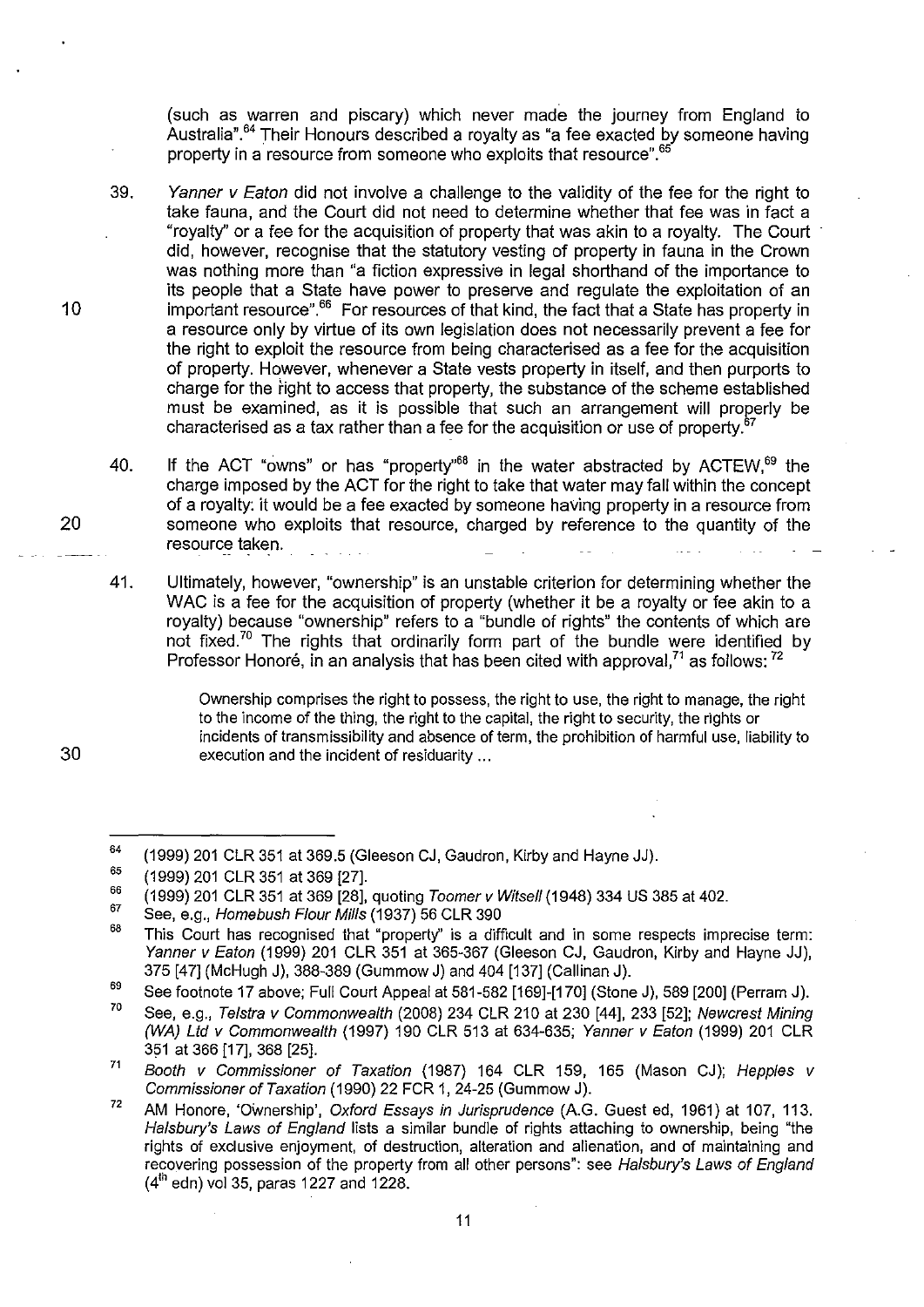(such as warren and piscary) which never made the journey from England to Australia".[64] Their Honours described a royalty as "a fee exacted by someone having property in a resource from someone who exploits that resource".[65]

39. *Yanner v Eaton* did not involve a challenge to the validity of the fee for the right to take fauna, and the Court did not need to determine whether that fee was in fact a "royalty" or a fee for the acquisition of property that was akin to a royalty. The Court did, however, recognise that the statutory vesting of property in fauna in the Crown was nothing more than "a fiction expressive in legal shorthand of the importance to its people that a State have power to preserve and regulate the exploitation of an important resource".[66] For resources of that kind, the fact that a State has property in a resource only by virtue of its own legislation does not necessarily prevent a fee for the right to exploit the resource from being characterised as a fee for the acquisition of property. However, whenever a State vests property in itself, and then purports to charge for the right to access that property, the substance of the scheme established must be examined, as it is possible that such an arrangement will properly be characterised as a tax rather than a fee for the acquisition or use of property.[67]

40. If the ACT "owns" or has "property"[68] in the water abstracted by ACTEW,[69] the charge imposed by the ACT for the right to take that water may fall within the concept of a royalty: it would be a fee exacted by someone having property in a resource from someone who exploits that resource, charged by reference to the quantity of the resource taken.

41. Ultimately, however, "ownership" is an unstable criterion for determining whether the WAC is a fee for the acquisition of property (whether it be a royalty or fee akin to a royalty) because "ownership" refers to a "bundle of rights" the contents of which are not fixed.[70] The rights that ordinarily form part of the bundle were identified by Professor Honoré, in an analysis that has been cited with approval,[71] as follows: [72]

> Ownership comprises the right to possess, the right to use, the right to manage, the right to the income of the thing, the right to the capital, the right to security, the rights or incidents of transmissibility and absence of term, the prohibition of harmful use, liability to execution and the incident of residuarity ...

---

[64] (1999) 201 CLR 351 at 369.5 (Gleeson CJ, Gaudron, Kirby and Hayne JJ).

[65] (1999) 201 CLR 351 at 369 [27].

[66] (1999) 201 CLR 351 at 369 [28], quoting *Toomer v Witsell* (1948) 334 US 385 at 402.

[67] See, e.g., *Homebush Flour Mills* (1937) 56 CLR 390

[68] This Court has recognised that "property" is a difficult and in some respects imprecise term: *Yanner v Eaton* (1999) 201 CLR 351 at 365-367 (Gleeson CJ, Gaudron, Kirby and Hayne JJ), 375 [47] (McHugh J), 388-389 (Gummow J) and 404 [137] (Callinan J).

[69] See footnote 17 above; Full Court Appeal at 581-582 [169]-[170] (Stone J), 589 [200] (Perram J).

[70] See, e.g., *Telstra v Commonwealth* (2008) 234 CLR 210 at 230 [44], 233 [52]; *Newcrest Mining (WA) Ltd v Commonwealth* (1997) 190 CLR 513 at 634-635; *Yanner v Eaton* (1999) 201 CLR 351 at 366 [17], 368 [25].

[71] *Booth v Commissioner of Taxation* (1987) 164 CLR 159, 165 (Mason CJ); *Hepples v Commissioner of Taxation* (1990) 22 FCR 1, 24-25 (Gummow J).

[72] AM Honore, 'Ownership', *Oxford Essays in Jurisprudence* (A.G. Guest ed, 1961) at 107, 113. *Halsbury's Laws of England* lists a similar bundle of rights attaching to ownership, being "the rights of exclusive enjoyment, of destruction, alteration and alienation, and of maintaining and recovering possession of the property from all other persons": see *Halsbury's Laws of England* (4th edn) vol 35, paras 1227 and 1228.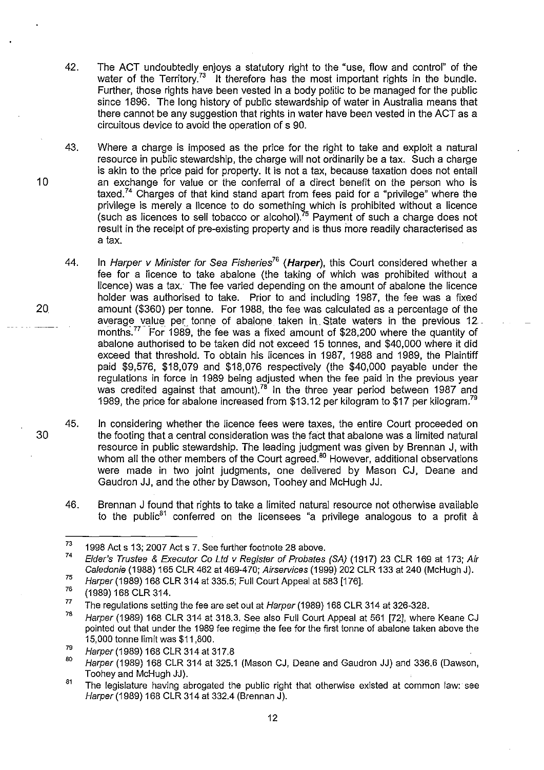42. The ACT undoubtedly enjoys a statutory right to the "use, flow and control" of the water of the Territory.[73] It therefore has the most important rights in the bundle. Further, those rights have been vested in a body politic to be managed for the public since 1896. The long history of public stewardship of water in Australia means that there cannot be any suggestion that rights in water have been vested in the ACT as a circuitous device to avoid the operation of s 90.

43. Where a charge is imposed as the price for the right to take and exploit a natural resource in public stewardship, the charge will not ordinarily be a tax. Such a charge is akin to the price paid for property. It is not a tax, because taxation does not entail an exchange for value or the conferral of a direct benefit on the person who is taxed.[74] Charges of that kind stand apart from fees paid for a "privilege" where the privilege is merely a licence to do something which is prohibited without a licence (such as licences to sell tobacco or alcohol).[75] Payment of such a charge does not result in the receipt of pre-existing property and is thus more readily characterised as a tax.

44. In *Harper v Minister for Sea Fisheries*[76] (***Harper***), this Court considered whether a fee for a licence to take abalone (the taking of which was prohibited without a licence) was a tax. The fee varied depending on the amount of abalone the licence holder was authorised to take. Prior to and including 1987, the fee was a fixed amount ($360) per tonne. For 1988, the fee was calculated as a percentage of the average value per tonne of abalone taken in State waters in the previous 12 months.[77] For 1989, the fee was a fixed amount of $28,200 where the quantity of abalone authorised to be taken did not exceed 15 tonnes, and $40,000 where it did exceed that threshold. To obtain his licences in 1987, 1988 and 1989, the Plaintiff paid $9,576, $18,079 and $18,076 respectively (the $40,000 payable under the regulations in force in 1989 being adjusted when the fee paid in the previous year was credited against that amount).[78] In the three year period between 1987 and 1989, the price for abalone increased from $13.12 per kilogram to $17 per kilogram.[79]

45. In considering whether the licence fees were taxes, the entire Court proceeded on the footing that a central consideration was the fact that abalone was a limited natural resource in public stewardship. The leading judgment was given by Brennan J, with whom all the other members of the Court agreed.[80] However, additional observations were made in two joint judgments, one delivered by Mason CJ, Deane and Gaudron JJ, and the other by Dawson, Toohey and McHugh JJ.

46. Brennan J found that rights to take a limited natural resource not otherwise available to the public[81] conferred on the licensees "a privilege analogous to a profit à

---

[73] 1998 Act s 13; 2007 Act s 7. See further footnote 28 above.

[74] *Elder's Trustee & Executor Co Ltd v Register of Probates (SA)* (1917) 23 CLR 169 at 173; *Air Caledonie* (1988) 165 CLR 462 at 469-470; *Airservices* (1999) 202 CLR 133 at 240 (McHugh J).

[75] *Harper* (1989) 168 CLR 314 at 335.5; Full Court Appeal at 583 [176].

[76] (1989) 168 CLR 314.

[77] The regulations setting the fee are set out at *Harper* (1989) 168 CLR 314 at 326-328.

[78] *Harper* (1989) 168 CLR 314 at 318.3. See also Full Court Appeal at 561 [72], where Keane CJ pointed out that under the 1989 fee regime the fee for the first tonne of abalone taken above the 15,000 tonne limit was $11,800.

[79] *Harper* (1989) 168 CLR 314 at 317.8

[80] *Harper* (1989) 168 CLR 314 at 325.1 (Mason CJ, Deane and Gaudron JJ) and 336.6 (Dawson, Toohey and McHugh JJ).

[81] The legislature having abrogated the public right that otherwise existed at common law: see *Harper* (1989) 168 CLR 314 at 332.4 (Brennan J).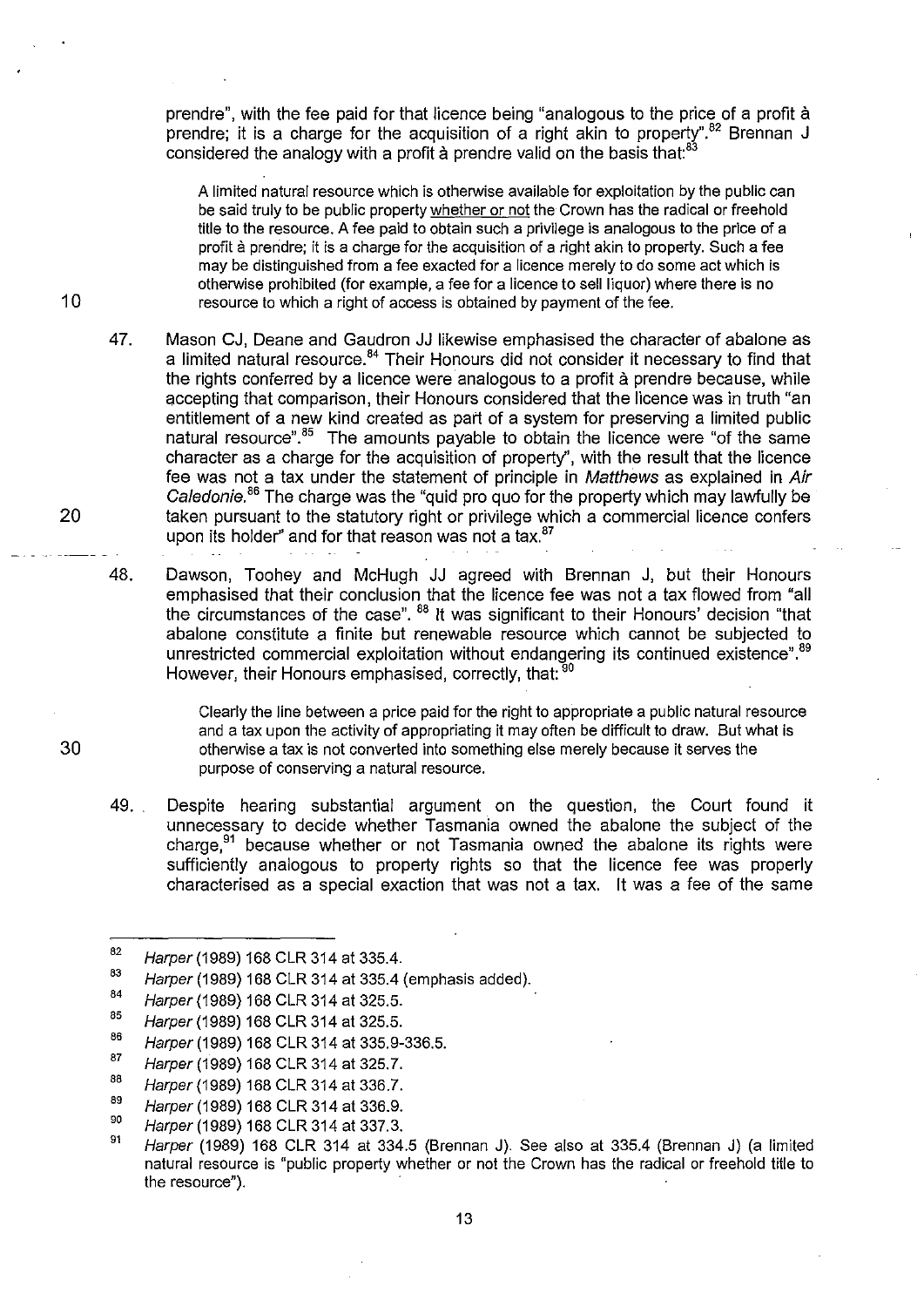prendre", with the fee paid for that licence being "analogous to the price of a profit à prendre; it is a charge for the acquisition of a right akin to property".[82] Brennan J considered the analogy with a profit à prendre valid on the basis that:[83]

> A limited natural resource which is otherwise available for exploitation by the public can be said truly to be public property <u>whether or not</u> the Crown has the radical or freehold title to the resource. A fee paid to obtain such a privilege is analogous to the price of a profit à prendre; it is a charge for the acquisition of a right akin to property. Such a fee may be distinguished from a fee exacted for a licence merely to do some act which is otherwise prohibited (for example, a fee for a licence to sell liquor) where there is no resource to which a right of access is obtained by payment of the fee.

47. Mason CJ, Deane and Gaudron JJ likewise emphasised the character of abalone as a limited natural resource.[84] Their Honours did not consider it necessary to find that the rights conferred by a licence were analogous to a profit à prendre because, while accepting that comparison, their Honours considered that the licence was in truth "an entitlement of a new kind created as part of a system for preserving a limited public natural resource".[85] The amounts payable to obtain the licence were "of the same character as a charge for the acquisition of property", with the result that the licence fee was not a tax under the statement of principle in *Matthews* as explained in *Air Caledonie*.[86] The charge was the "quid pro quo for the property which may lawfully be taken pursuant to the statutory right or privilege which a commercial licence confers upon its holder" and for that reason was not a tax.[87]

48. Dawson, Toohey and McHugh JJ agreed with Brennan J, but their Honours emphasised that their conclusion that the licence fee was not a tax flowed from "all the circumstances of the case".[88] It was significant to their Honours' decision "that abalone constitute a finite but renewable resource which cannot be subjected to unrestricted commercial exploitation without endangering its continued existence".[89] However, their Honours emphasised, correctly, that:[90]

> Clearly the line between a price paid for the right to appropriate a public natural resource and a tax upon the activity of appropriating it may often be difficult to draw. But what is otherwise a tax is not converted into something else merely because it serves the purpose of conserving a natural resource.

49. Despite hearing substantial argument on the question, the Court found it unnecessary to decide whether Tasmania owned the abalone the subject of the charge,[91] because whether or not Tasmania owned the abalone its rights were sufficiently analogous to property rights so that the licence fee was properly characterised as a special exaction that was not a tax. It was a fee of the same

---

[82] *Harper* (1989) 168 CLR 314 at 335.4.

[83] *Harper* (1989) 168 CLR 314 at 335.4 (emphasis added).

[84] *Harper* (1989) 168 CLR 314 at 325.5.

[85] *Harper* (1989) 168 CLR 314 at 325.5.

[86] *Harper* (1989) 168 CLR 314 at 335.9-336.5.

[87] *Harper* (1989) 168 CLR 314 at 325.7.

[88] *Harper* (1989) 168 CLR 314 at 336.7.

[89] *Harper* (1989) 168 CLR 314 at 336.9.

[90] *Harper* (1989) 168 CLR 314 at 337.3.

[91] *Harper* (1989) 168 CLR 314 at 334.5 (Brennan J). See also at 335.4 (Brennan J) (a limited natural resource is "public property whether or not the Crown has the radical or freehold title to the resource").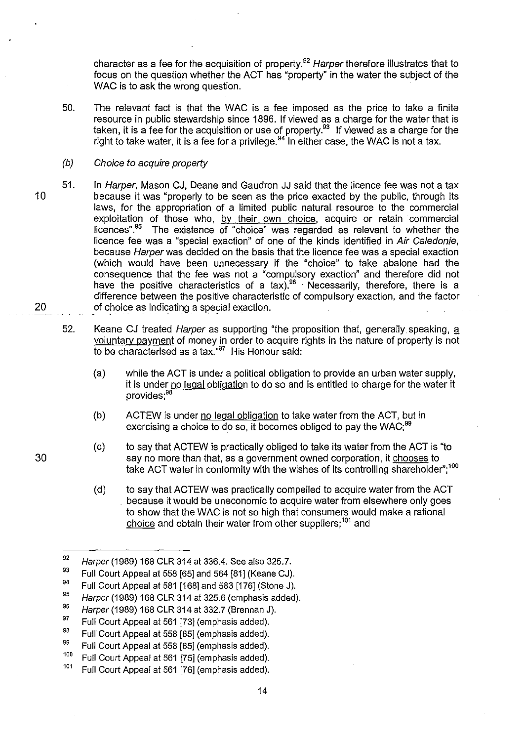character as a fee for the acquisition of property.[92] *Harper* therefore illustrates that to focus on the question whether the ACT has "property" in the water the subject of the WAC is to ask the wrong question.

50. The relevant fact is that the WAC is a fee imposed as the price to take a finite resource in public stewardship since 1896. If viewed as a charge for the water that is taken, it is a fee for the acquisition or use of property.[93] If viewed as a charge for the right to take water, it is a fee for a privilege.[94] In either case, the WAC is not a tax.

*(b) Choice to acquire property*

51. In *Harper*, Mason CJ, Deane and Gaudron JJ said that the licence fee was not a tax because it was "properly to be seen as the price exacted by the public, through its laws, for the appropriation of a limited public natural resource to the commercial exploitation of those who, <u>by their own choice</u>, acquire or retain commercial licences".[95] The existence of "choice" was regarded as relevant to whether the licence fee was a "special exaction" of one of the kinds identified in *Air Caledonie*, because *Harper* was decided on the basis that the licence fee was a special exaction (which would have been unnecessary if the "choice" to take abalone had the consequence that the fee was not a "compulsory exaction" and therefore did not have the positive characteristics of a tax).[96] Necessarily, therefore, there is a difference between the positive characteristic of compulsory exaction, and the factor of choice as indicating a special exaction.

52. Keane CJ treated *Harper* as supporting "the proposition that, generally speaking, <u>a voluntary payment</u> of money in order to acquire rights in the nature of property is not to be characterised as a tax."[97] His Honour said:

    (a) while the ACT is under a political obligation to provide an urban water supply, it is under <u>no legal obligation</u> to do so and is entitled to charge for the water it provides;[98]

    (b) ACTEW is under <u>no legal obligation</u> to take water from the ACT, but in exercising a choice to do so, it becomes obliged to pay the WAC;[99]

    (c) to say that ACTEW is practically obliged to take its water from the ACT is "to say no more than that, as a government owned corporation, it <u>chooses</u> to take ACT water in conformity with the wishes of its controlling shareholder";[100]

    (d) to say that ACTEW was practically compelled to acquire water from the ACT because it would be uneconomic to acquire water from elsewhere only goes to show that the WAC is not so high that consumers would make a rational <u>choice</u> and obtain their water from other suppliers;[101] and

---

[92] *Harper* (1989) 168 CLR 314 at 336.4. See also 325.7.

[93] Full Court Appeal at 558 [65] and 564 [81] (Keane CJ).

[94] Full Court Appeal at 581 [168] and 583 [176] (Stone J).

[95] *Harper* (1989) 168 CLR 314 at 325.6 (emphasis added).

[96] *Harper* (1989) 168 CLR 314 at 332.7 (Brennan J).

[97] Full Court Appeal at 561 [73] (emphasis added).

[98] Full Court Appeal at 558 [65] (emphasis added).

[99] Full Court Appeal at 558 [65] (emphasis added).

[100] Full Court Appeal at 561 [75] (emphasis added).

[101] Full Court Appeal at 561 [76] (emphasis added).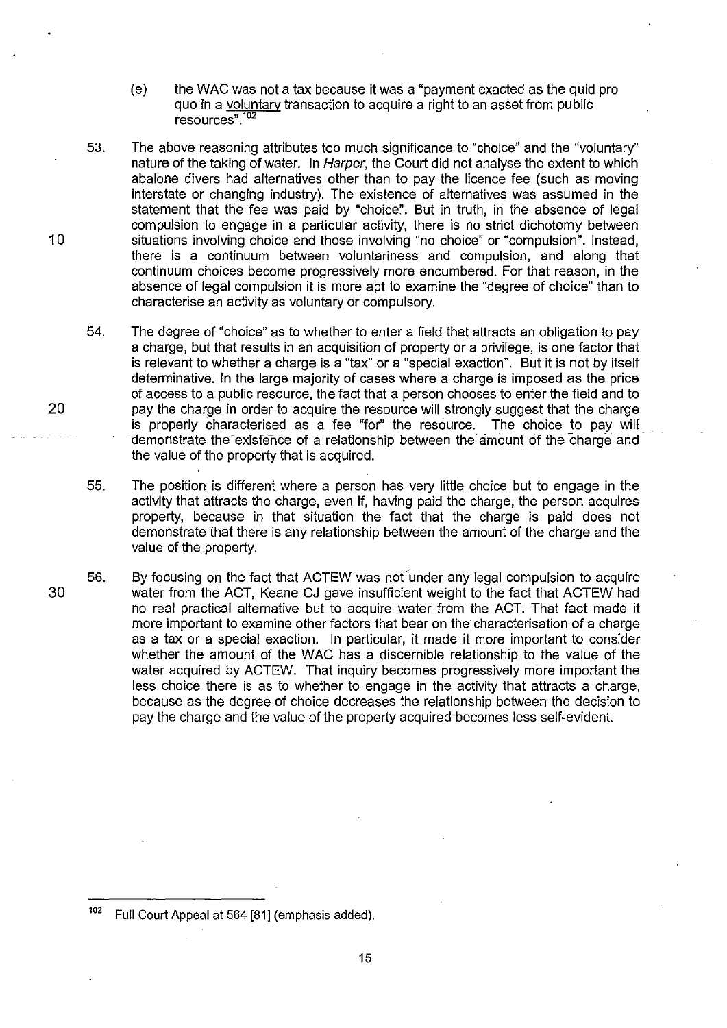(e) the WAC was not a tax because it was a "payment exacted as the quid pro quo in a <u>voluntary</u> transaction to acquire a right to an asset from public resources".[102]

53. The above reasoning attributes too much significance to "choice" and the "voluntary" nature of the taking of water. In *Harper*, the Court did not analyse the extent to which abalone divers had alternatives other than to pay the licence fee (such as moving interstate or changing industry). The existence of alternatives was assumed in the statement that the fee was paid by "choice". But in truth, in the absence of legal compulsion to engage in a particular activity, there is no strict dichotomy between situations involving choice and those involving "no choice" or "compulsion". Instead, there is a continuum between voluntariness and compulsion, and along that continuum choices become progressively more encumbered. For that reason, in the absence of legal compulsion it is more apt to examine the "degree of choice" than to characterise an activity as voluntary or compulsory.

54. The degree of "choice" as to whether to enter a field that attracts an obligation to pay a charge, but that results in an acquisition of property or a privilege, is one factor that is relevant to whether a charge is a "tax" or a "special exaction". But it is not by itself determinative. In the large majority of cases where a charge is imposed as the price of access to a public resource, the fact that a person chooses to enter the field and to pay the charge in order to acquire the resource will strongly suggest that the charge is properly characterised as a fee "for" the resource. The choice to pay will demonstrate the existence of a relationship between the amount of the charge and the value of the property that is acquired.

55. The position is different where a person has very little choice but to engage in the activity that attracts the charge, even if, having paid the charge, the person acquires property, because in that situation the fact that the charge is paid does not demonstrate that there is any relationship between the amount of the charge and the value of the property.

56. By focusing on the fact that ACTEW was not under any legal compulsion to acquire water from the ACT, Keane CJ gave insufficient weight to the fact that ACTEW had no real practical alternative but to acquire water from the ACT. That fact made it more important to examine other factors that bear on the characterisation of a charge as a tax or a special exaction. In particular, it made it more important to consider whether the amount of the WAC has a discernible relationship to the value of the water acquired by ACTEW. That inquiry becomes progressively more important the less choice there is as to whether to engage in the activity that attracts a charge, because as the degree of choice decreases the relationship between the decision to pay the charge and the value of the property acquired becomes less self-evident.

---

[102] Full Court Appeal at 564 [81] (emphasis added).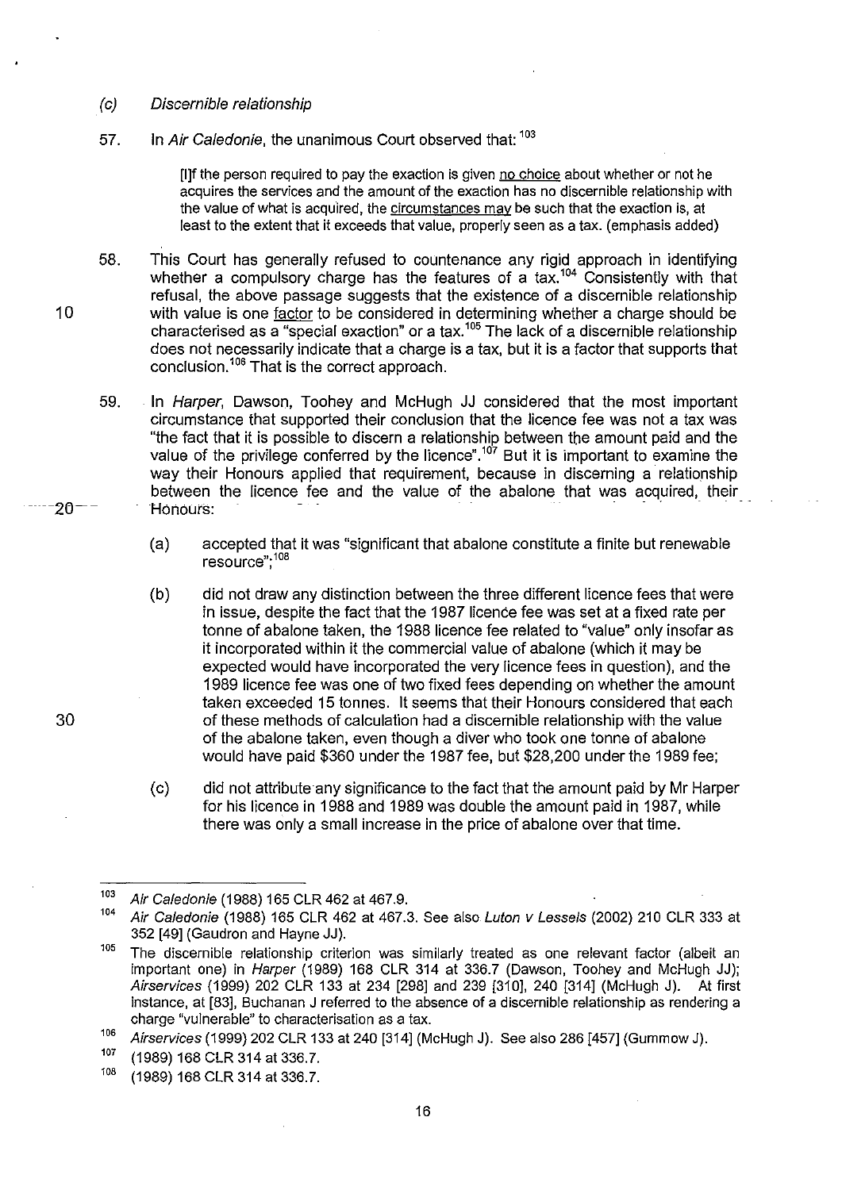(c) *Discernible relationship*

57. In *Air Caledonie*, the unanimous Court observed that: [103]

> [I]f the person required to pay the exaction is given no choice about whether or not he acquires the services and the amount of the exaction has no discernible relationship with the value of what is acquired, the circumstances may be such that the exaction is, at least to the extent that it exceeds that value, properly seen as a tax. (emphasis added)

58. This Court has generally refused to countenance any rigid approach in identifying whether a compulsory charge has the features of a tax.[104] Consistently with that refusal, the above passage suggests that the existence of a discernible relationship with value is one factor to be considered in determining whether a charge should be characterised as a "special exaction" or a tax.[105] The lack of a discernible relationship does not necessarily indicate that a charge is a tax, but it is a factor that supports that conclusion.[106] That is the correct approach.

59. In *Harper*, Dawson, Toohey and McHugh JJ considered that the most important circumstance that supported their conclusion that the licence fee was not a tax was "the fact that it is possible to discern a relationship between the amount paid and the value of the privilege conferred by the licence".[107] But it is important to examine the way their Honours applied that requirement, because in discerning a relationship between the licence fee and the value of the abalone that was acquired, their Honours:

    (a) accepted that it was "significant that abalone constitute a finite but renewable resource";[108]

    (b) did not draw any distinction between the three different licence fees that were in issue, despite the fact that the 1987 licence fee was set at a fixed rate per tonne of abalone taken, the 1988 licence fee related to "value" only insofar as it incorporated within it the commercial value of abalone (which it may be expected would have incorporated the very licence fees in question), and the 1989 licence fee was one of two fixed fees depending on whether the amount taken exceeded 15 tonnes. It seems that their Honours considered that each of these methods of calculation had a discernible relationship with the value of the abalone taken, even though a diver who took one tonne of abalone would have paid \$360 under the 1987 fee, but \$28,200 under the 1989 fee;

    (c) did not attribute any significance to the fact that the amount paid by Mr Harper for his licence in 1988 and 1989 was double the amount paid in 1987, while there was only a small increase in the price of abalone over that time.

---

[103] *Air Caledonie* (1988) 165 CLR 462 at 467.9.

[104] *Air Caledonie* (1988) 165 CLR 462 at 467.3. See also *Luton v Lessels* (2002) 210 CLR 333 at 352 [49] (Gaudron and Hayne JJ).

[105] The discernible relationship criterion was similarly treated as one relevant factor (albeit an important one) in *Harper* (1989) 168 CLR 314 at 336.7 (Dawson, Toohey and McHugh JJ); *Airservices* (1999) 202 CLR 133 at 234 [298] and 239 [310], 240 [314] (McHugh J). At first instance, at [83], Buchanan J referred to the absence of a discernible relationship as rendering a charge "vulnerable" to characterisation as a tax.

[106] *Airservices* (1999) 202 CLR 133 at 240 [314] (McHugh J). See also 286 [457] (Gummow J).

[107] (1989) 168 CLR 314 at 336.7.

[108] (1989) 168 CLR 314 at 336.7.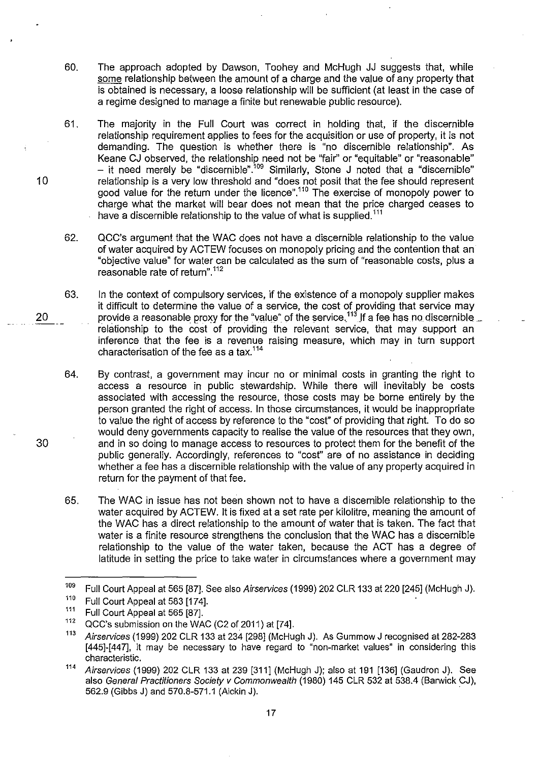60. The approach adopted by Dawson, Toohey and McHugh JJ suggests that, while some relationship between the amount of a charge and the value of any property that is obtained is necessary, a loose relationship will be sufficient (at least in the case of a regime designed to manage a finite but renewable public resource).

61. The majority in the Full Court was correct in holding that, if the discernible relationship requirement applies to fees for the acquisition or use of property, it is not demanding. The question is whether there is "no discernible relationship". As Keane CJ observed, the relationship need not be "fair" or "equitable" or "reasonable" – it need merely be "discernible".[109] Similarly, Stone J noted that a "discernible" relationship is a very low threshold and "does not posit that the fee should represent good value for the return under the licence".[110] The exercise of monopoly power to charge what the market will bear does not mean that the price charged ceases to have a discernible relationship to the value of what is supplied.[111]

62. QCC's argument that the WAC does not have a discernible relationship to the value of water acquired by ACTEW focuses on monopoly pricing and the contention that an "objective value" for water can be calculated as the sum of "reasonable costs, plus a reasonable rate of return".[112]

63. In the context of compulsory services, if the existence of a monopoly supplier makes it difficult to determine the value of a service, the cost of providing that service may provide a reasonable proxy for the "value" of the service.[113] If a fee has no discernible relationship to the cost of providing the relevant service, that may support an inference that the fee is a revenue raising measure, which may in turn support characterisation of the fee as a tax.[114]

64. By contrast, a government may incur no or minimal costs in granting the right to access a resource in public stewardship. While there will inevitably be costs associated with accessing the resource, those costs may be borne entirely by the person granted the right of access. In those circumstances, it would be inappropriate to value the right of access by reference to the "cost" of providing that right. To do so would deny governments capacity to realise the value of the resources that they own, and in so doing to manage access to resources to protect them for the benefit of the public generally. Accordingly, references to "cost" are of no assistance in deciding whether a fee has a discernible relationship with the value of any property acquired in return for the payment of that fee.

65. The WAC in issue has not been shown not to have a discernible relationship to the water acquired by ACTEW. It is fixed at a set rate per kilolitre, meaning the amount of the WAC has a direct relationship to the amount of water that is taken. The fact that water is a finite resource strengthens the conclusion that the WAC has a discernible relationship to the value of the water taken, because the ACT has a degree of latitude in setting the price to take water in circumstances where a government may

---

[109] Full Court Appeal at 565 [87]. See also *Airservices* (1999) 202 CLR 133 at 220 [245] (McHugh J).

[110] Full Court Appeal at 583 [174].

[111] Full Court Appeal at 565 [87].

[112] QCC's submission on the WAC (C2 of 2011) at [74].

[113] *Airservices* (1999) 202 CLR 133 at 234 [298] (McHugh J). As Gummow J recognised at 282-283 [445]-[447], it may be necessary to have regard to "non-market values" in considering this characteristic.

[114] *Airservices* (1999) 202 CLR 133 at 239 [311] (McHugh J); also at 191 [136] (Gaudron J). See also *General Practitioners Society v Commonwealth* (1980) 145 CLR 532 at 538.4 (Barwick CJ), 562.9 (Gibbs J) and 570.8-571.1 (Aickin J).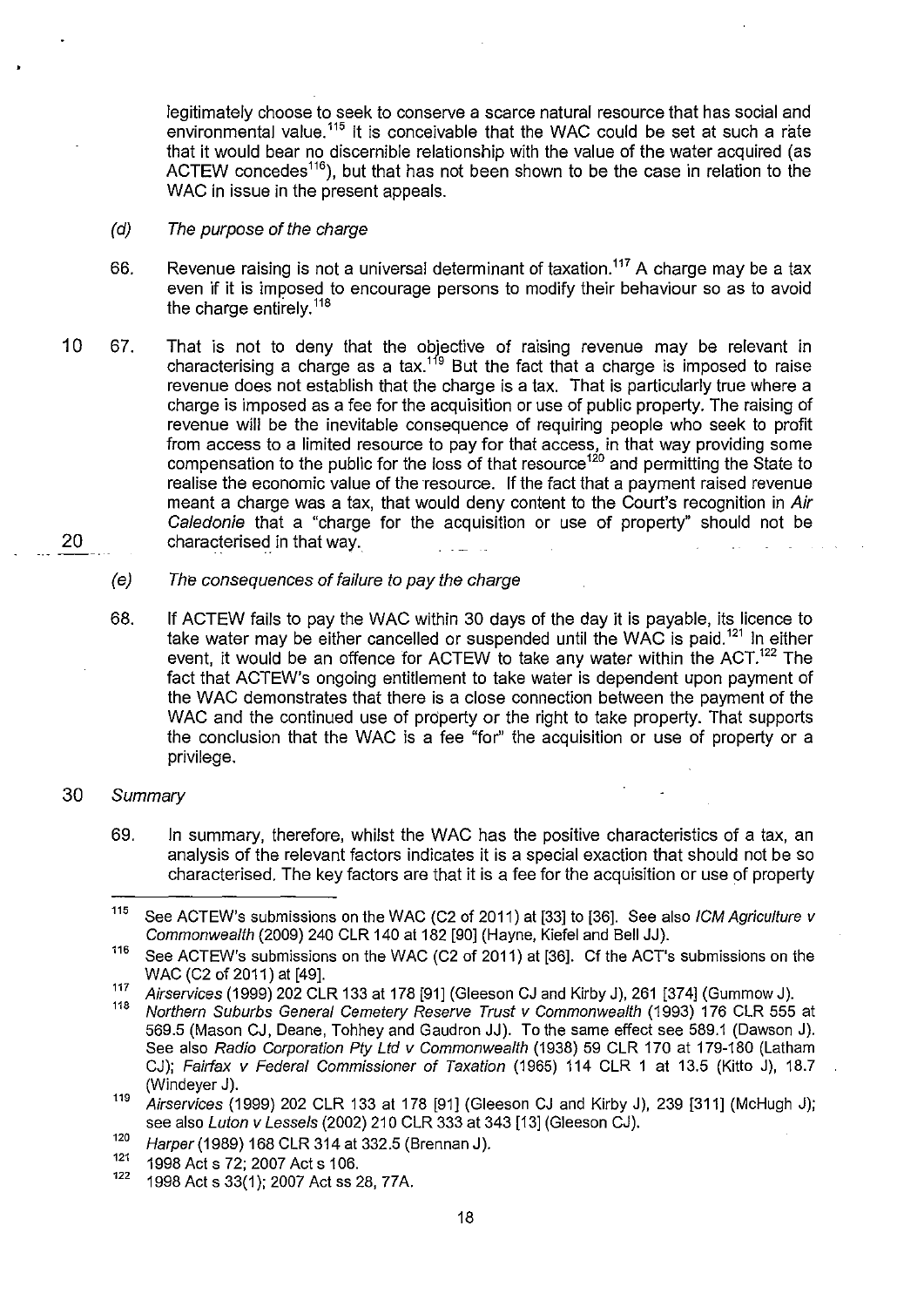legitimately choose to seek to conserve a scarce natural resource that has social and environmental value.[115] It is conceivable that the WAC could be set at such a rate that it would bear no discernible relationship with the value of the water acquired (as ACTEW concedes[116]), but that has not been shown to be the case in relation to the WAC in issue in the present appeals.

*(d) The purpose of the charge*

66. Revenue raising is not a universal determinant of taxation.[117] A charge may be a tax even if it is imposed to encourage persons to modify their behaviour so as to avoid the charge entirely.[118]

67. That is not to deny that the objective of raising revenue may be relevant in characterising a charge as a tax.[119] But the fact that a charge is imposed to raise revenue does not establish that the charge is a tax. That is particularly true where a charge is imposed as a fee for the acquisition or use of public property. The raising of revenue will be the inevitable consequence of requiring people who seek to profit from access to a limited resource to pay for that access, in that way providing some compensation to the public for the loss of that resource[120] and permitting the State to realise the economic value of the resource. If the fact that a payment raised revenue meant a charge was a tax, that would deny content to the Court's recognition in *Air Caledonie* that a "charge for the acquisition or use of property" should not be characterised in that way.

*(e) The consequences of failure to pay the charge*

68. If ACTEW fails to pay the WAC within 30 days of the day it is payable, its licence to take water may be either cancelled or suspended until the WAC is paid.[121] In either event, it would be an offence for ACTEW to take any water within the ACT.[122] The fact that ACTEW's ongoing entitlement to take water is dependent upon payment of the WAC demonstrates that there is a close connection between the payment of the WAC and the continued use of property or the right to take property. That supports the conclusion that the WAC is a fee "for" the acquisition or use of property or a privilege.

*Summary*

69. In summary, therefore, whilst the WAC has the positive characteristics of a tax, an analysis of the relevant factors indicates it is a special exaction that should not be so characterised. The key factors are that it is a fee for the acquisition or use of property

---

[115] See ACTEW's submissions on the WAC (C2 of 2011) at [33] to [36]. See also *ICM Agriculture v Commonwealth* (2009) 240 CLR 140 at 182 [90] (Hayne, Kiefel and Bell JJ).

[116] See ACTEW's submissions on the WAC (C2 of 2011) at [36]. Cf the ACT's submissions on the WAC (C2 of 2011) at [49].

[117] *Airservices* (1999) 202 CLR 133 at 178 [91] (Gleeson CJ and Kirby J), 261 [374] (Gummow J).

[118] *Northern Suburbs General Cemetery Reserve Trust v Commonwealth* (1993) 176 CLR 555 at 569.5 (Mason CJ, Deane, Tohhey and Gaudron JJ). To the same effect see 589.1 (Dawson J). See also *Radio Corporation Pty Ltd v Commonwealth* (1938) 59 CLR 170 at 179-180 (Latham CJ); *Fairfax v Federal Commissioner of Taxation* (1965) 114 CLR 1 at 13.5 (Kitto J), 18.7 (Windeyer J).

[119] *Airservices* (1999) 202 CLR 133 at 178 [91] (Gleeson CJ and Kirby J), 239 [311] (McHugh J); see also *Luton v Lessels* (2002) 210 CLR 333 at 343 [13] (Gleeson CJ).

[120] *Harper* (1989) 168 CLR 314 at 332.5 (Brennan J).

[121] 1998 Act s 72; 2007 Act s 106.

[122] 1998 Act s 33(1); 2007 Act ss 28, 77A.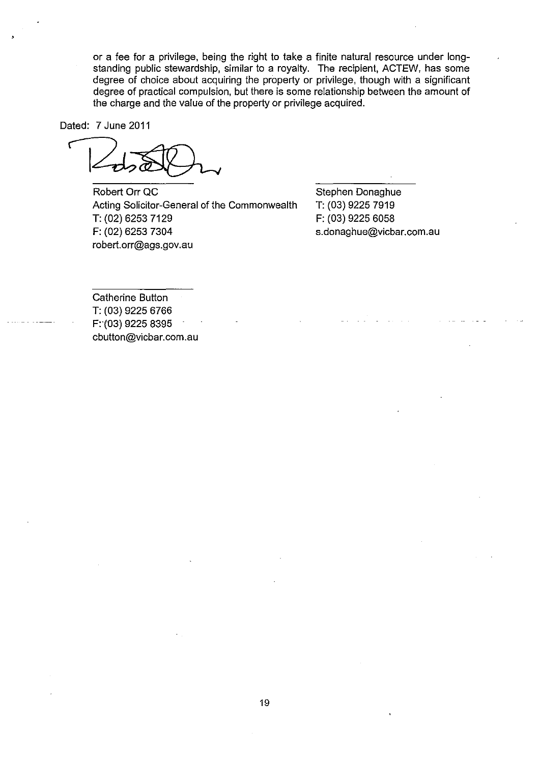or a fee for a privilege, being the right to take a finite natural resource under long-standing public stewardship, similar to a royalty. The recipient, ACTEW, has some degree of choice about acquiring the property or privilege, though with a significant degree of practical compulsion, but there is some relationship between the amount of the charge and the value of the property or privilege acquired.

Dated: 7 June 2011

Robert Orr QC
Acting Solicitor-General of the Commonwealth
T: (02) 6253 7129
F: (02) 6253 7304
robert.orr@ags.gov.au

Stephen Donaghue
T: (03) 9225 7919
F: (03) 9225 6058
s.donaghue@vicbar.com.au

Catherine Button
T: (03) 9225 6766
F: (03) 9225 8395
cbutton@vicbar.com.au